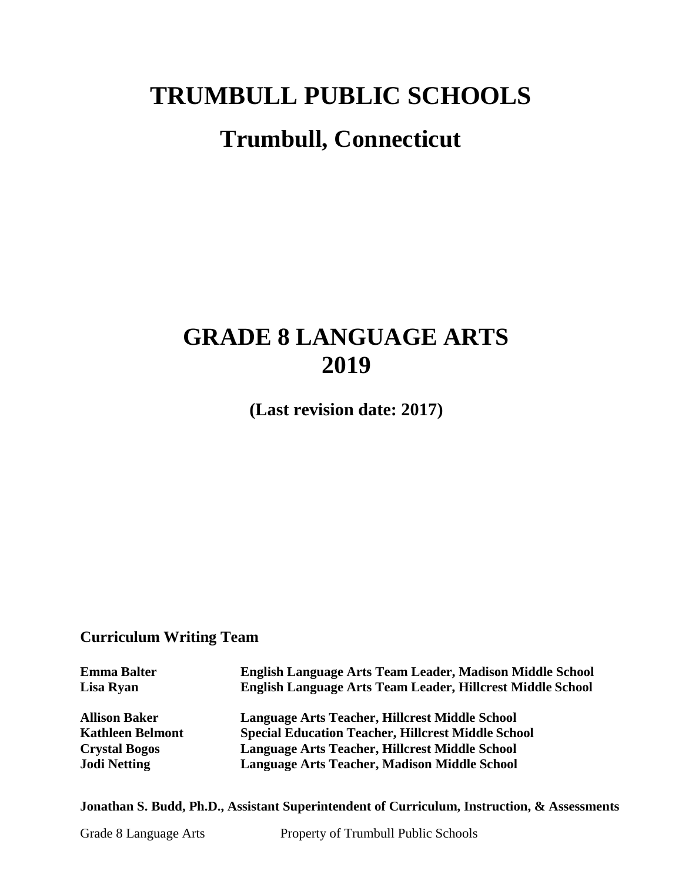# TRUMBULL PUBLIC SCHOOLS

## Trumbull, Connecticut

# GRADE 8 LANGUAGE ARTS
# 2019

**(Last revision date: 2017)**

### Curriculum Writing Team

| | |
|---|---|
| **Emma Balter** | **English Language Arts Team Leader, Madison Middle School** |
| **Lisa Ryan** | **English Language Arts Team Leader, Hillcrest Middle School** |
| | |
| **Allison Baker** | **Language Arts Teacher, Hillcrest Middle School** |
| **Kathleen Belmont** | **Special Education Teacher, Hillcrest Middle School** |
| **Crystal Bogos** | **Language Arts Teacher, Hillcrest Middle School** |
| **Jodi Netting** | **Language Arts Teacher, Madison Middle School** |

**Jonathan S. Budd, Ph.D., Assistant Superintendent of Curriculum, Instruction, & Assessments**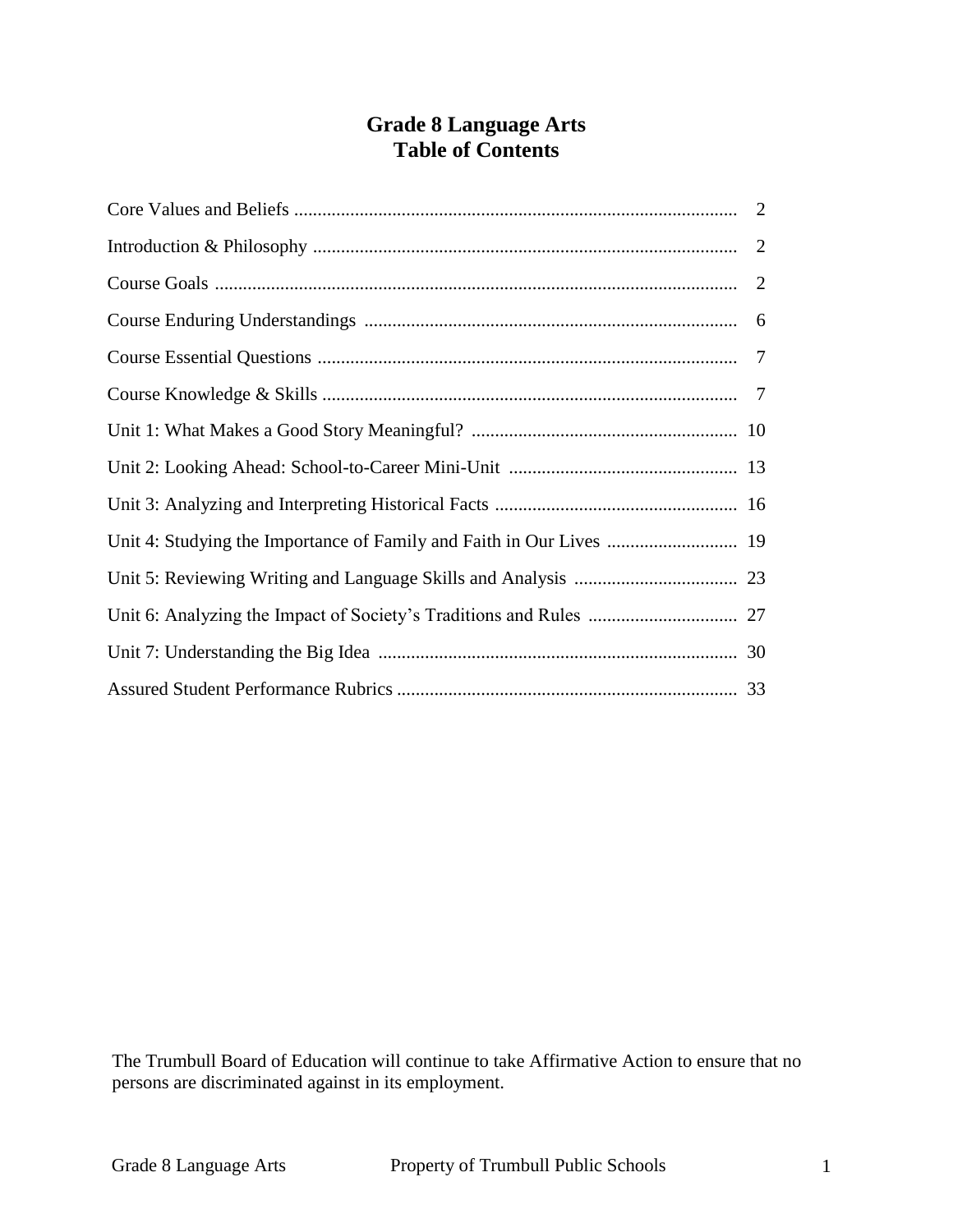# Grade 8 Language Arts
## Table of Contents

| | |
|---|---|
| Core Values and Beliefs | 2 |
| Introduction & Philosophy | 2 |
| Course Goals | 2 |
| Course Enduring Understandings | 6 |
| Course Essential Questions | 7 |
| Course Knowledge & Skills | 7 |
| Unit 1: What Makes a Good Story Meaningful? | 10 |
| Unit 2: Looking Ahead: School-to-Career Mini-Unit | 13 |
| Unit 3: Analyzing and Interpreting Historical Facts | 16 |
| Unit 4: Studying the Importance of Family and Faith in Our Lives | 19 |
| Unit 5: Reviewing Writing and Language Skills and Analysis | 23 |
| Unit 6: Analyzing the Impact of Society's Traditions and Rules | 27 |
| Unit 7: Understanding the Big Idea | 30 |
| Assured Student Performance Rubrics | 33 |

The Trumbull Board of Education will continue to take Affirmative Action to ensure that no persons are discriminated against in its employment.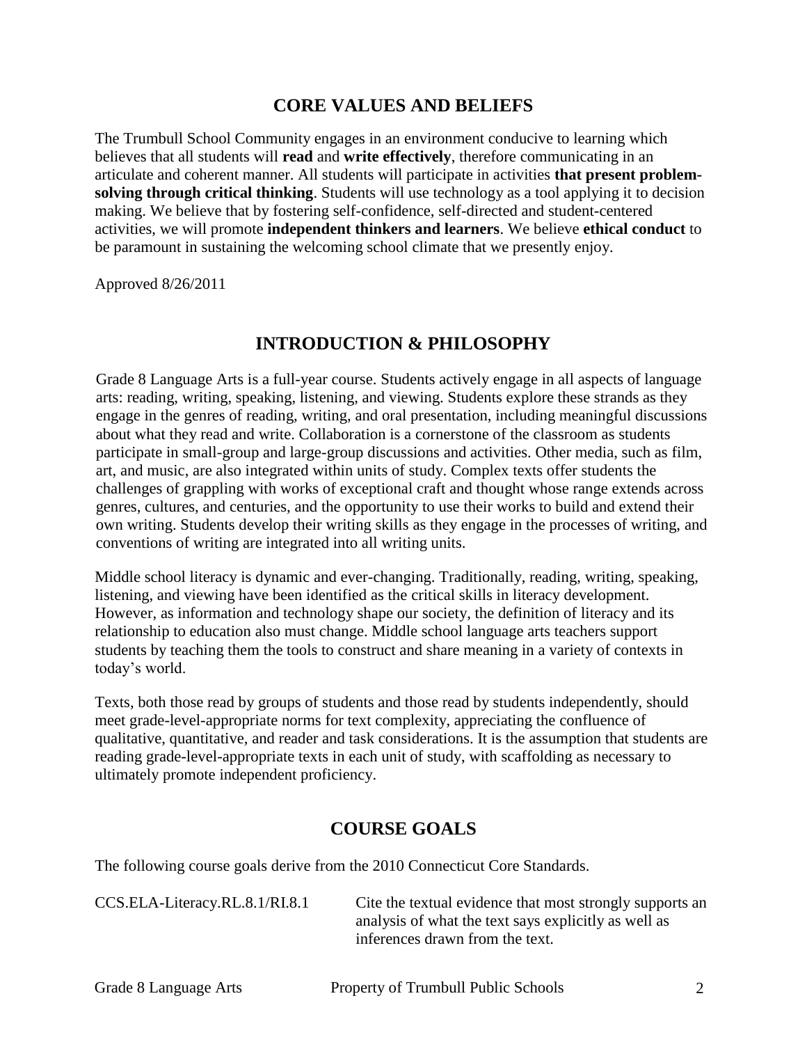## CORE VALUES AND BELIEFS

The Trumbull School Community engages in an environment conducive to learning which believes that all students will **read** and **write effectively**, therefore communicating in an articulate and coherent manner. All students will participate in activities **that present problem-solving through critical thinking**. Students will use technology as a tool applying it to decision making. We believe that by fostering self-confidence, self-directed and student-centered activities, we will promote **independent thinkers and learners**. We believe **ethical conduct** to be paramount in sustaining the welcoming school climate that we presently enjoy.

Approved 8/26/2011

## INTRODUCTION & PHILOSOPHY

Grade 8 Language Arts is a full-year course. Students actively engage in all aspects of language arts: reading, writing, speaking, listening, and viewing. Students explore these strands as they engage in the genres of reading, writing, and oral presentation, including meaningful discussions about what they read and write. Collaboration is a cornerstone of the classroom as students participate in small-group and large-group discussions and activities. Other media, such as film, art, and music, are also integrated within units of study. Complex texts offer students the challenges of grappling with works of exceptional craft and thought whose range extends across genres, cultures, and centuries, and the opportunity to use their works to build and extend their own writing. Students develop their writing skills as they engage in the processes of writing, and conventions of writing are integrated into all writing units.

Middle school literacy is dynamic and ever-changing. Traditionally, reading, writing, speaking, listening, and viewing have been identified as the critical skills in literacy development. However, as information and technology shape our society, the definition of literacy and its relationship to education also must change. Middle school language arts teachers support students by teaching them the tools to construct and share meaning in a variety of contexts in today's world.

Texts, both those read by groups of students and those read by students independently, should meet grade-level-appropriate norms for text complexity, appreciating the confluence of qualitative, quantitative, and reader and task considerations. It is the assumption that students are reading grade-level-appropriate texts in each unit of study, with scaffolding as necessary to ultimately promote independent proficiency.

## COURSE GOALS

The following course goals derive from the 2010 Connecticut Core Standards.

| | |
|---|---|
| CCS.ELA-Literacy.RL.8.1/RI.8.1 | Cite the textual evidence that most strongly supports an analysis of what the text says explicitly as well as inferences drawn from the text. |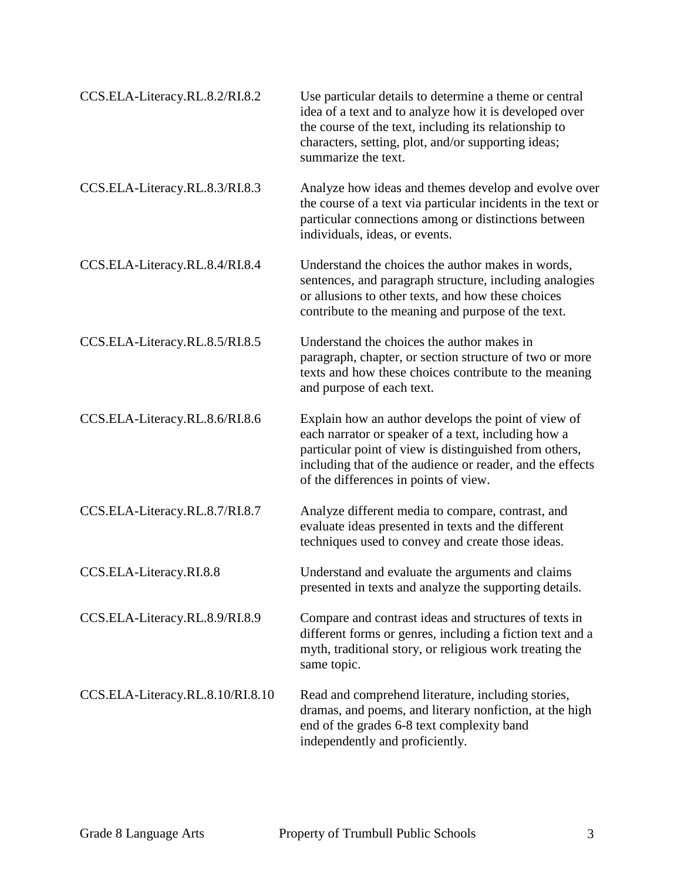| | |
|---|---|
| CCS.ELA-Literacy.RL.8.2/RI.8.2 | Use particular details to determine a theme or central idea of a text and to analyze how it is developed over the course of the text, including its relationship to characters, setting, plot, and/or supporting ideas; summarize the text. |
| CCS.ELA-Literacy.RL.8.3/RI.8.3 | Analyze how ideas and themes develop and evolve over the course of a text via particular incidents in the text or particular connections among or distinctions between individuals, ideas, or events. |
| CCS.ELA-Literacy.RL.8.4/RI.8.4 | Understand the choices the author makes in words, sentences, and paragraph structure, including analogies or allusions to other texts, and how these choices contribute to the meaning and purpose of the text. |
| CCS.ELA-Literacy.RL.8.5/RI.8.5 | Understand the choices the author makes in paragraph, chapter, or section structure of two or more texts and how these choices contribute to the meaning and purpose of each text. |
| CCS.ELA-Literacy.RL.8.6/RI.8.6 | Explain how an author develops the point of view of each narrator or speaker of a text, including how a particular point of view is distinguished from others, including that of the audience or reader, and the effects of the differences in points of view. |
| CCS.ELA-Literacy.RL.8.7/RI.8.7 | Analyze different media to compare, contrast, and evaluate ideas presented in texts and the different techniques used to convey and create those ideas. |
| CCS.ELA-Literacy.RI.8.8 | Understand and evaluate the arguments and claims presented in texts and analyze the supporting details. |
| CCS.ELA-Literacy.RL.8.9/RI.8.9 | Compare and contrast ideas and structures of texts in different forms or genres, including a fiction text and a myth, traditional story, or religious work treating the same topic. |
| CCS.ELA-Literacy.RL.8.10/RI.8.10 | Read and comprehend literature, including stories, dramas, and poems, and literary nonfiction, at the high end of the grades 6-8 text complexity band independently and proficiently. |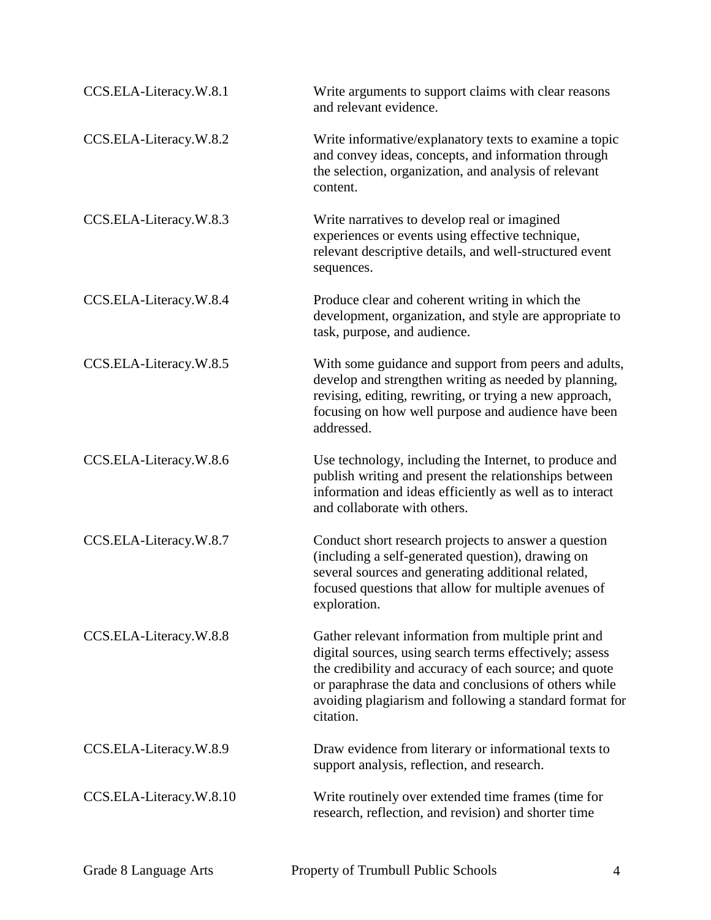| | |
|---|---|
| CCS.ELA-Literacy.W.8.1 | Write arguments to support claims with clear reasons and relevant evidence. |
| CCS.ELA-Literacy.W.8.2 | Write informative/explanatory texts to examine a topic and convey ideas, concepts, and information through the selection, organization, and analysis of relevant content. |
| CCS.ELA-Literacy.W.8.3 | Write narratives to develop real or imagined experiences or events using effective technique, relevant descriptive details, and well-structured event sequences. |
| CCS.ELA-Literacy.W.8.4 | Produce clear and coherent writing in which the development, organization, and style are appropriate to task, purpose, and audience. |
| CCS.ELA-Literacy.W.8.5 | With some guidance and support from peers and adults, develop and strengthen writing as needed by planning, revising, editing, rewriting, or trying a new approach, focusing on how well purpose and audience have been addressed. |
| CCS.ELA-Literacy.W.8.6 | Use technology, including the Internet, to produce and publish writing and present the relationships between information and ideas efficiently as well as to interact and collaborate with others. |
| CCS.ELA-Literacy.W.8.7 | Conduct short research projects to answer a question (including a self-generated question), drawing on several sources and generating additional related, focused questions that allow for multiple avenues of exploration. |
| CCS.ELA-Literacy.W.8.8 | Gather relevant information from multiple print and digital sources, using search terms effectively; assess the credibility and accuracy of each source; and quote or paraphrase the data and conclusions of others while avoiding plagiarism and following a standard format for citation. |
| CCS.ELA-Literacy.W.8.9 | Draw evidence from literary or informational texts to support analysis, reflection, and research. |
| CCS.ELA-Literacy.W.8.10 | Write routinely over extended time frames (time for research, reflection, and revision) and shorter time |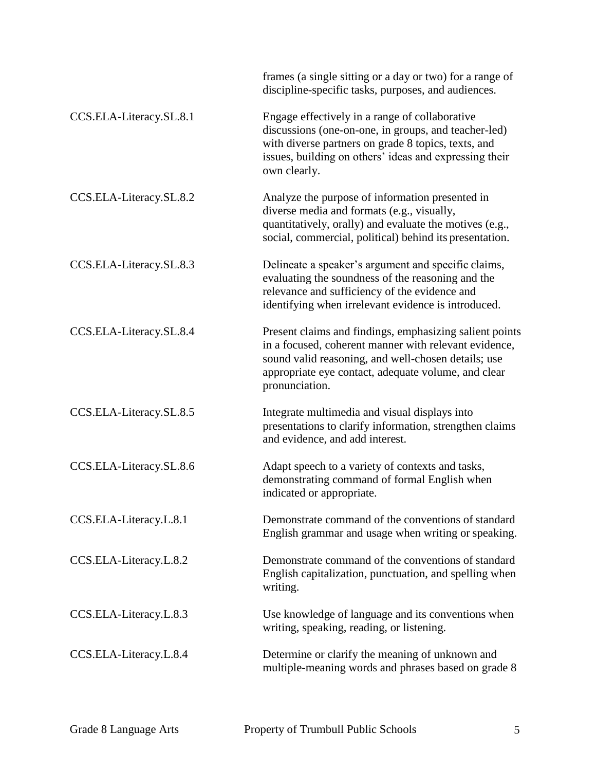| | |
|---|---|
| | frames (a single sitting or a day or two) for a range of discipline-specific tasks, purposes, and audiences. |
| CCS.ELA-Literacy.SL.8.1 | Engage effectively in a range of collaborative discussions (one-on-one, in groups, and teacher-led) with diverse partners on grade 8 topics, texts, and issues, building on others' ideas and expressing their own clearly. |
| CCS.ELA-Literacy.SL.8.2 | Analyze the purpose of information presented in diverse media and formats (e.g., visually, quantitatively, orally) and evaluate the motives (e.g., social, commercial, political) behind its presentation. |
| CCS.ELA-Literacy.SL.8.3 | Delineate a speaker's argument and specific claims, evaluating the soundness of the reasoning and the relevance and sufficiency of the evidence and identifying when irrelevant evidence is introduced. |
| CCS.ELA-Literacy.SL.8.4 | Present claims and findings, emphasizing salient points in a focused, coherent manner with relevant evidence, sound valid reasoning, and well-chosen details; use appropriate eye contact, adequate volume, and clear pronunciation. |
| CCS.ELA-Literacy.SL.8.5 | Integrate multimedia and visual displays into presentations to clarify information, strengthen claims and evidence, and add interest. |
| CCS.ELA-Literacy.SL.8.6 | Adapt speech to a variety of contexts and tasks, demonstrating command of formal English when indicated or appropriate. |
| CCS.ELA-Literacy.L.8.1 | Demonstrate command of the conventions of standard English grammar and usage when writing or speaking. |
| CCS.ELA-Literacy.L.8.2 | Demonstrate command of the conventions of standard English capitalization, punctuation, and spelling when writing. |
| CCS.ELA-Literacy.L.8.3 | Use knowledge of language and its conventions when writing, speaking, reading, or listening. |
| CCS.ELA-Literacy.L.8.4 | Determine or clarify the meaning of unknown and multiple-meaning words and phrases based on grade 8 |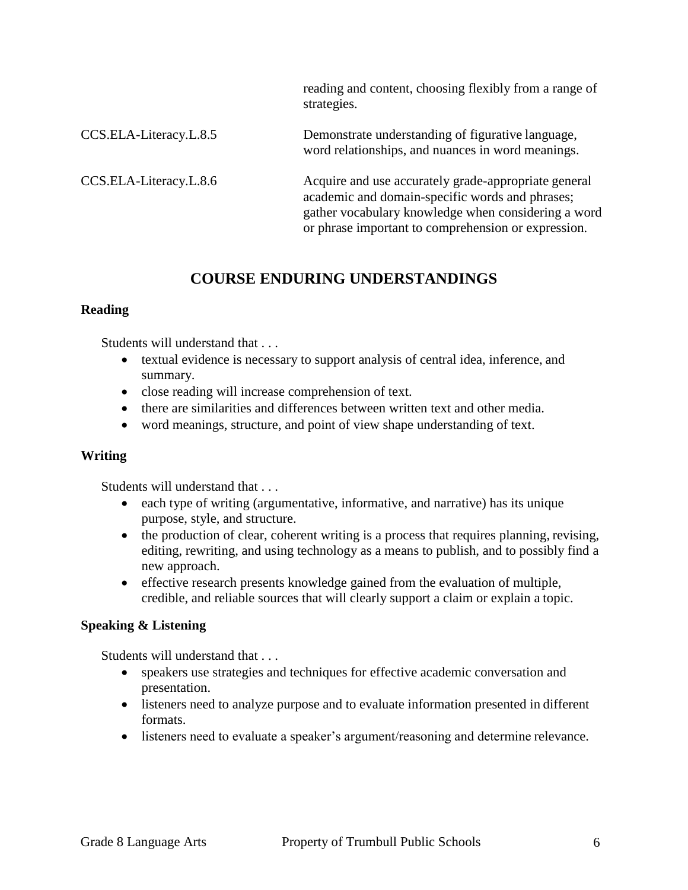| | |
|---|---|
| | reading and content, choosing flexibly from a range of strategies. |
| CCS.ELA-Literacy.L.8.5 | Demonstrate understanding of figurative language, word relationships, and nuances in word meanings. |
| CCS.ELA-Literacy.L.8.6 | Acquire and use accurately grade-appropriate general academic and domain-specific words and phrases; gather vocabulary knowledge when considering a word or phrase important to comprehension or expression. |

## COURSE ENDURING UNDERSTANDINGS

**Reading**

Students will understand that . . .

- textual evidence is necessary to support analysis of central idea, inference, and summary.
- close reading will increase comprehension of text.
- there are similarities and differences between written text and other media.
- word meanings, structure, and point of view shape understanding of text.

**Writing**

Students will understand that . . .

- each type of writing (argumentative, informative, and narrative) has its unique purpose, style, and structure.
- the production of clear, coherent writing is a process that requires planning, revising, editing, rewriting, and using technology as a means to publish, and to possibly find a new approach.
- effective research presents knowledge gained from the evaluation of multiple, credible, and reliable sources that will clearly support a claim or explain a topic.

**Speaking & Listening**

Students will understand that . . .

- speakers use strategies and techniques for effective academic conversation and presentation.
- listeners need to analyze purpose and to evaluate information presented in different formats.
- listeners need to evaluate a speaker's argument/reasoning and determine relevance.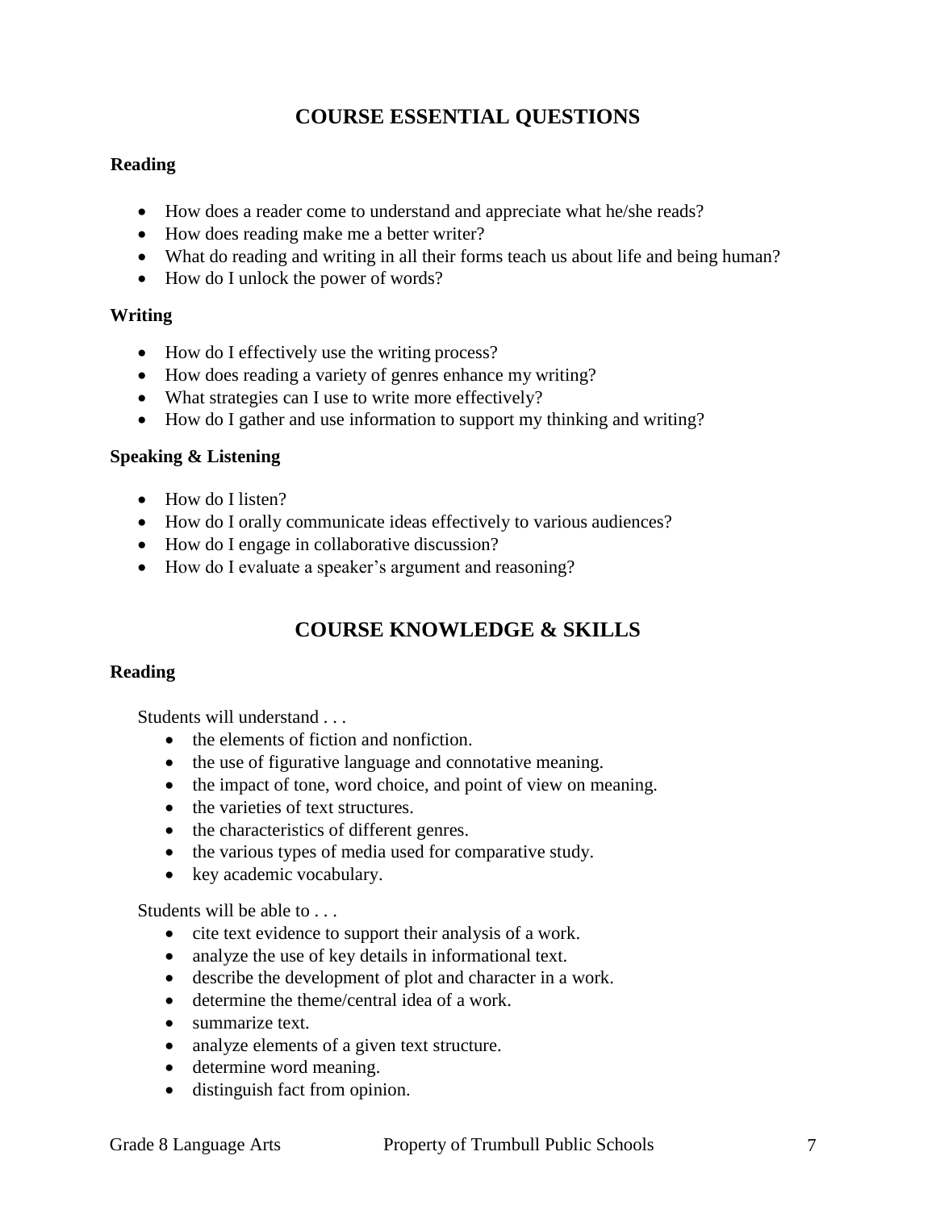## COURSE ESSENTIAL QUESTIONS

### Reading

- How does a reader come to understand and appreciate what he/she reads?
- How does reading make me a better writer?
- What do reading and writing in all their forms teach us about life and being human?
- How do I unlock the power of words?

### Writing

- How do I effectively use the writing process?
- How does reading a variety of genres enhance my writing?
- What strategies can I use to write more effectively?
- How do I gather and use information to support my thinking and writing?

### Speaking & Listening

- How do I listen?
- How do I orally communicate ideas effectively to various audiences?
- How do I engage in collaborative discussion?
- How do I evaluate a speaker's argument and reasoning?

## COURSE KNOWLEDGE & SKILLS

### Reading

Students will understand . . .

- the elements of fiction and nonfiction.
- the use of figurative language and connotative meaning.
- the impact of tone, word choice, and point of view on meaning.
- the varieties of text structures.
- the characteristics of different genres.
- the various types of media used for comparative study.
- key academic vocabulary.

Students will be able to . . .

- cite text evidence to support their analysis of a work.
- analyze the use of key details in informational text.
- describe the development of plot and character in a work.
- determine the theme/central idea of a work.
- summarize text.
- analyze elements of a given text structure.
- determine word meaning.
- distinguish fact from opinion.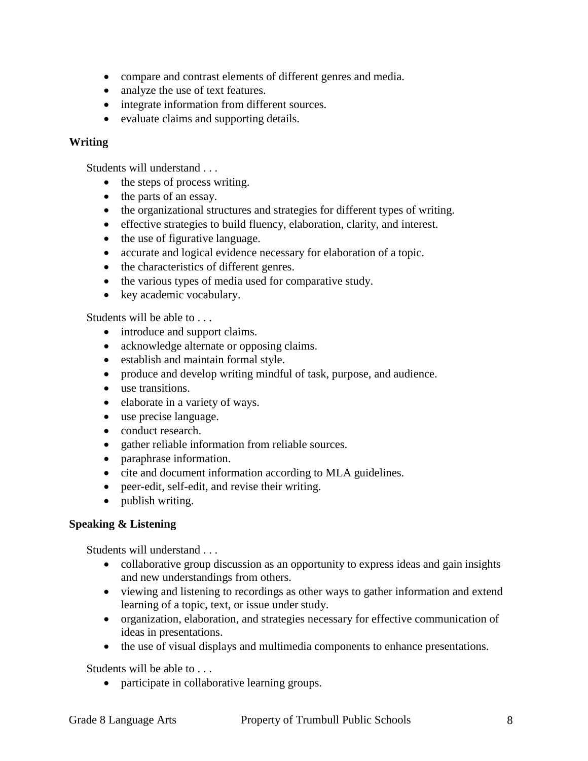- compare and contrast elements of different genres and media.
- analyze the use of text features.
- integrate information from different sources.
- evaluate claims and supporting details.

**Writing**

Students will understand . . .

- the steps of process writing.
- the parts of an essay.
- the organizational structures and strategies for different types of writing.
- effective strategies to build fluency, elaboration, clarity, and interest.
- the use of figurative language.
- accurate and logical evidence necessary for elaboration of a topic.
- the characteristics of different genres.
- the various types of media used for comparative study.
- key academic vocabulary.

Students will be able to . . .

- introduce and support claims.
- acknowledge alternate or opposing claims.
- establish and maintain formal style.
- produce and develop writing mindful of task, purpose, and audience.
- use transitions.
- elaborate in a variety of ways.
- use precise language.
- conduct research.
- gather reliable information from reliable sources.
- paraphrase information.
- cite and document information according to MLA guidelines.
- peer-edit, self-edit, and revise their writing.
- publish writing.

**Speaking & Listening**

Students will understand . . .

- collaborative group discussion as an opportunity to express ideas and gain insights and new understandings from others.
- viewing and listening to recordings as other ways to gather information and extend learning of a topic, text, or issue under study.
- organization, elaboration, and strategies necessary for effective communication of ideas in presentations.
- the use of visual displays and multimedia components to enhance presentations.

Students will be able to . . .

- participate in collaborative learning groups.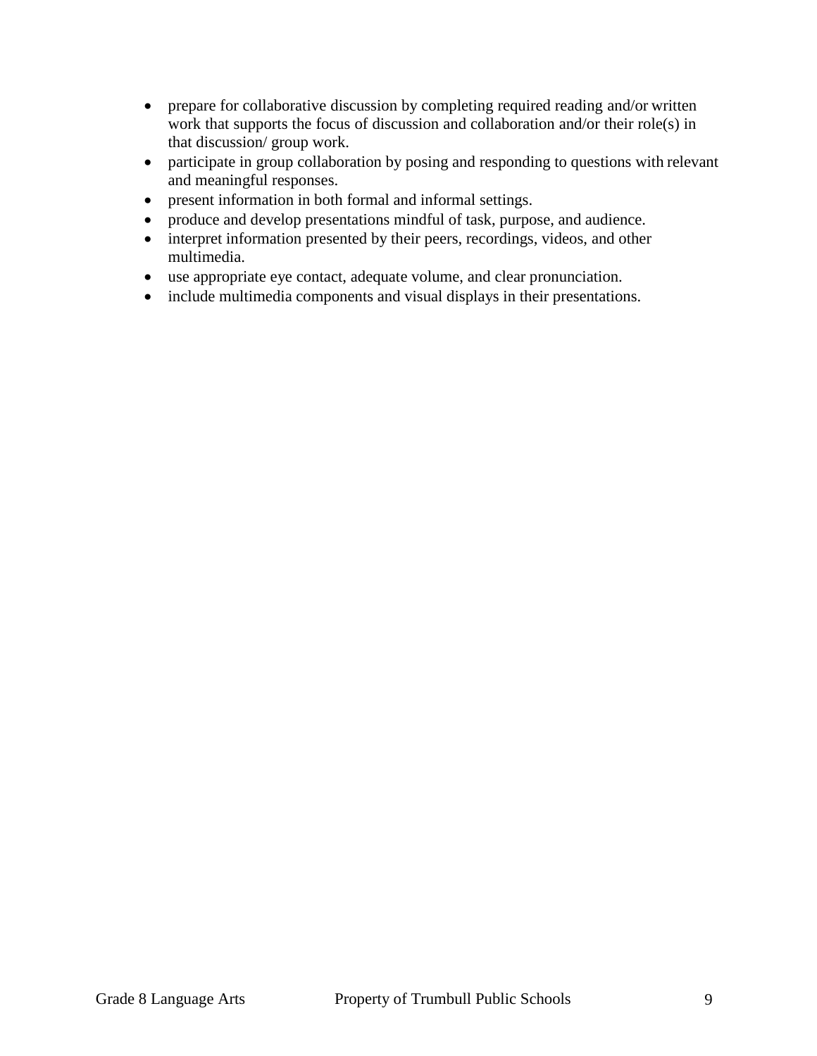- prepare for collaborative discussion by completing required reading and/or written work that supports the focus of discussion and collaboration and/or their role(s) in that discussion/ group work.
- participate in group collaboration by posing and responding to questions with relevant and meaningful responses.
- present information in both formal and informal settings.
- produce and develop presentations mindful of task, purpose, and audience.
- interpret information presented by their peers, recordings, videos, and other multimedia.
- use appropriate eye contact, adequate volume, and clear pronunciation.
- include multimedia components and visual displays in their presentations.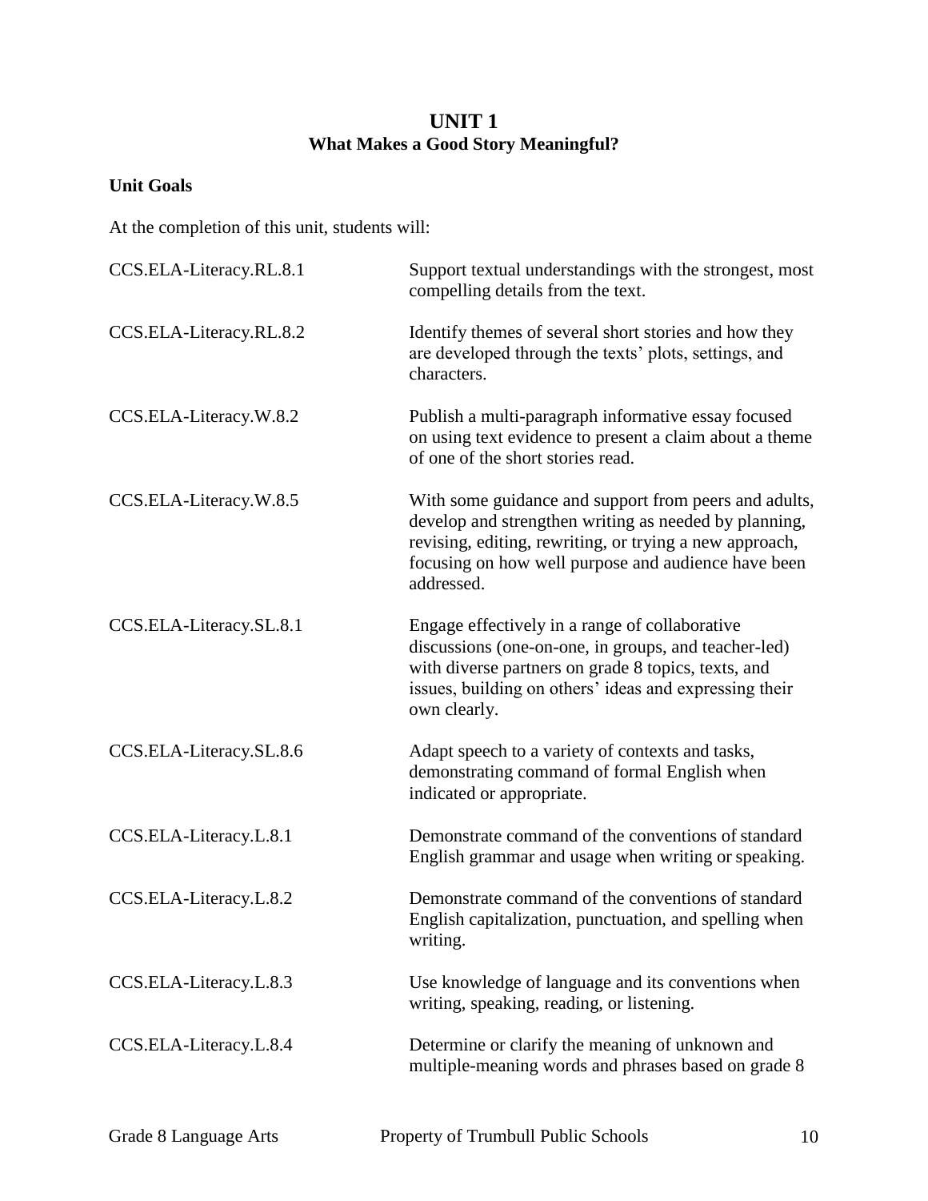# UNIT 1
## What Makes a Good Story Meaningful?

**Unit Goals**

At the completion of this unit, students will:

| | |
|---|---|
| CCS.ELA-Literacy.RL.8.1 | Support textual understandings with the strongest, most compelling details from the text. |
| CCS.ELA-Literacy.RL.8.2 | Identify themes of several short stories and how they are developed through the texts' plots, settings, and characters. |
| CCS.ELA-Literacy.W.8.2 | Publish a multi-paragraph informative essay focused on using text evidence to present a claim about a theme of one of the short stories read. |
| CCS.ELA-Literacy.W.8.5 | With some guidance and support from peers and adults, develop and strengthen writing as needed by planning, revising, editing, rewriting, or trying a new approach, focusing on how well purpose and audience have been addressed. |
| CCS.ELA-Literacy.SL.8.1 | Engage effectively in a range of collaborative discussions (one-on-one, in groups, and teacher-led) with diverse partners on grade 8 topics, texts, and issues, building on others' ideas and expressing their own clearly. |
| CCS.ELA-Literacy.SL.8.6 | Adapt speech to a variety of contexts and tasks, demonstrating command of formal English when indicated or appropriate. |
| CCS.ELA-Literacy.L.8.1 | Demonstrate command of the conventions of standard English grammar and usage when writing or speaking. |
| CCS.ELA-Literacy.L.8.2 | Demonstrate command of the conventions of standard English capitalization, punctuation, and spelling when writing. |
| CCS.ELA-Literacy.L.8.3 | Use knowledge of language and its conventions when writing, speaking, reading, or listening. |
| CCS.ELA-Literacy.L.8.4 | Determine or clarify the meaning of unknown and multiple-meaning words and phrases based on grade 8 |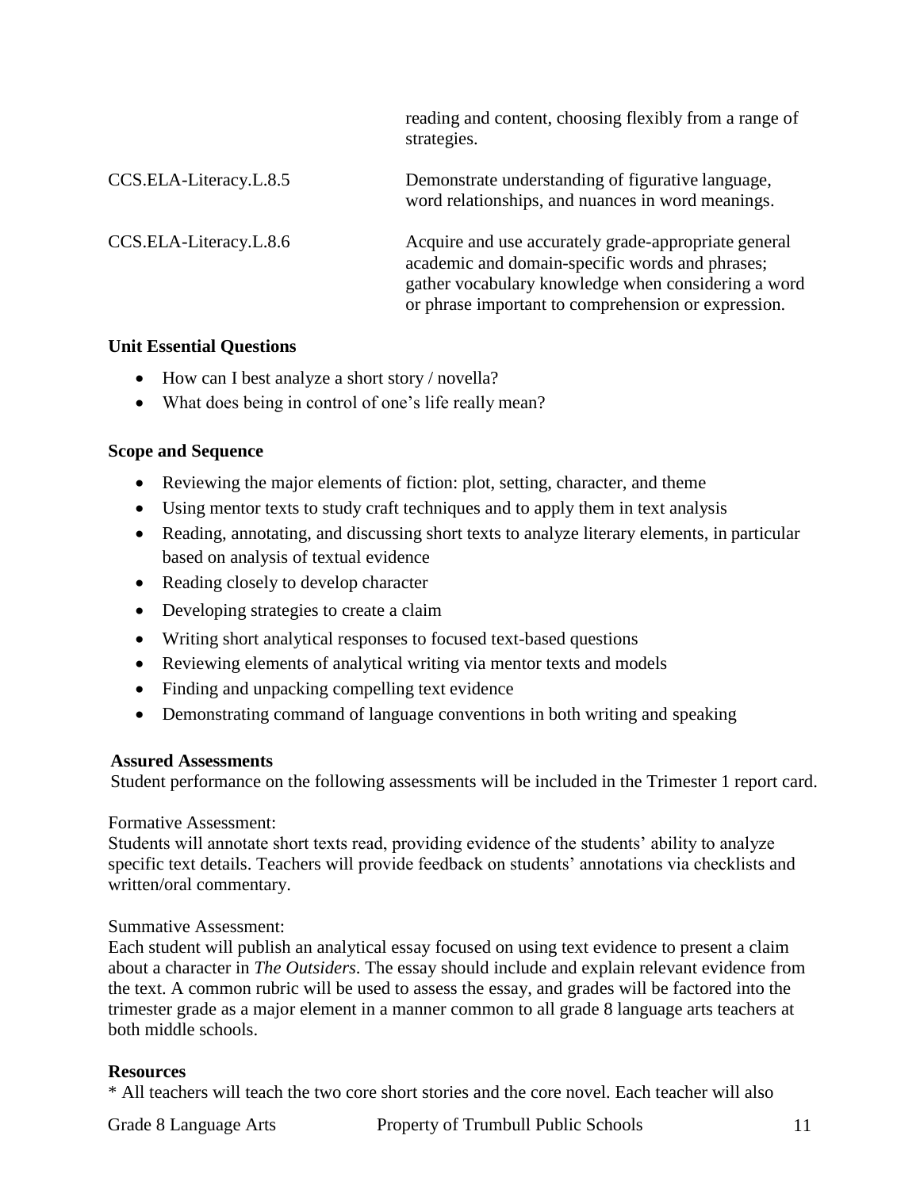| | |
|---|---|
| | reading and content, choosing flexibly from a range of strategies. |
| CCS.ELA-Literacy.L.8.5 | Demonstrate understanding of figurative language, word relationships, and nuances in word meanings. |
| CCS.ELA-Literacy.L.8.6 | Acquire and use accurately grade-appropriate general academic and domain-specific words and phrases; gather vocabulary knowledge when considering a word or phrase important to comprehension or expression. |

**Unit Essential Questions**

- How can I best analyze a short story / novella?
- What does being in control of one's life really mean?

**Scope and Sequence**

- Reviewing the major elements of fiction: plot, setting, character, and theme
- Using mentor texts to study craft techniques and to apply them in text analysis
- Reading, annotating, and discussing short texts to analyze literary elements, in particular based on analysis of textual evidence
- Reading closely to develop character
- Developing strategies to create a claim
- Writing short analytical responses to focused text-based questions
- Reviewing elements of analytical writing via mentor texts and models
- Finding and unpacking compelling text evidence
- Demonstrating command of language conventions in both writing and speaking

**Assured Assessments**
Student performance on the following assessments will be included in the Trimester 1 report card.

Formative Assessment:
Students will annotate short texts read, providing evidence of the students' ability to analyze specific text details. Teachers will provide feedback on students' annotations via checklists and written/oral commentary.

Summative Assessment:
Each student will publish an analytical essay focused on using text evidence to present a claim about a character in *The Outsiders*. The essay should include and explain relevant evidence from the text. A common rubric will be used to assess the essay, and grades will be factored into the trimester grade as a major element in a manner common to all grade 8 language arts teachers at both middle schools.

**Resources**
* All teachers will teach the two core short stories and the core novel. Each teacher will also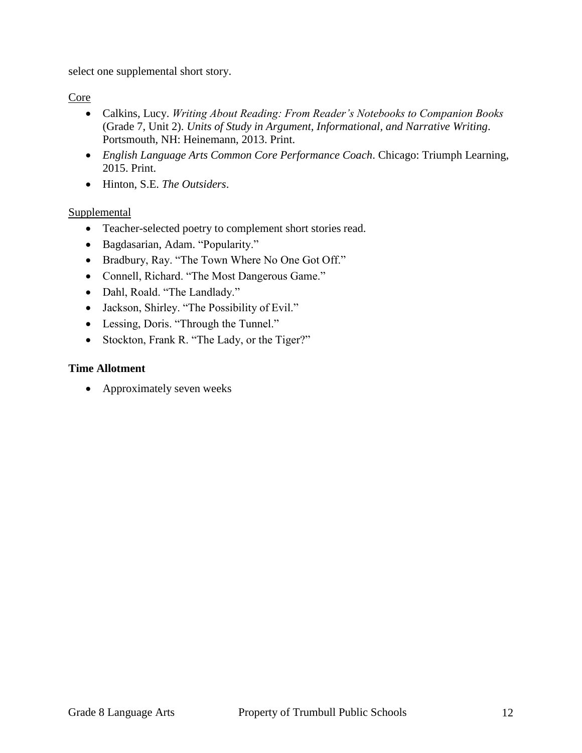select one supplemental short story.

Core

- Calkins, Lucy. *Writing About Reading: From Reader's Notebooks to Companion Books* (Grade 7, Unit 2). *Units of Study in Argument, Informational, and Narrative Writing*. Portsmouth, NH: Heinemann, 2013. Print.
- *English Language Arts Common Core Performance Coach*. Chicago: Triumph Learning, 2015. Print.
- Hinton, S.E. *The Outsiders*.

Supplemental

- Teacher-selected poetry to complement short stories read.
- Bagdasarian, Adam. "Popularity."
- Bradbury, Ray. "The Town Where No One Got Off."
- Connell, Richard. "The Most Dangerous Game."
- Dahl, Roald. "The Landlady."
- Jackson, Shirley. "The Possibility of Evil."
- Lessing, Doris. "Through the Tunnel."
- Stockton, Frank R. "The Lady, or the Tiger?"

**Time Allotment**

- Approximately seven weeks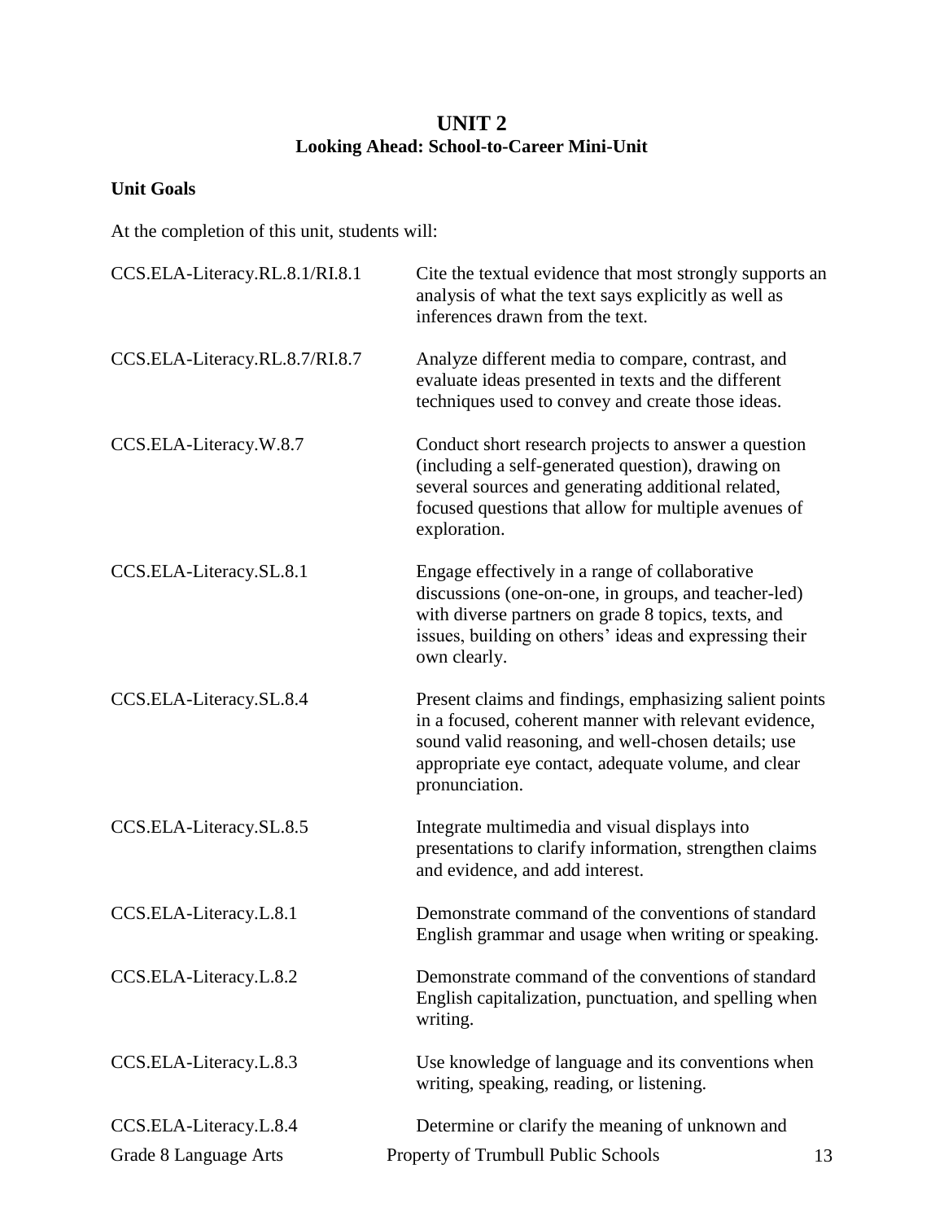## UNIT 2
### Looking Ahead: School-to-Career Mini-Unit

**Unit Goals**

At the completion of this unit, students will:

| | |
|---|---|
| CCS.ELA-Literacy.RL.8.1/RI.8.1 | Cite the textual evidence that most strongly supports an analysis of what the text says explicitly as well as inferences drawn from the text. |
| CCS.ELA-Literacy.RL.8.7/RI.8.7 | Analyze different media to compare, contrast, and evaluate ideas presented in texts and the different techniques used to convey and create those ideas. |
| CCS.ELA-Literacy.W.8.7 | Conduct short research projects to answer a question (including a self-generated question), drawing on several sources and generating additional related, focused questions that allow for multiple avenues of exploration. |
| CCS.ELA-Literacy.SL.8.1 | Engage effectively in a range of collaborative discussions (one-on-one, in groups, and teacher-led) with diverse partners on grade 8 topics, texts, and issues, building on others' ideas and expressing their own clearly. |
| CCS.ELA-Literacy.SL.8.4 | Present claims and findings, emphasizing salient points in a focused, coherent manner with relevant evidence, sound valid reasoning, and well-chosen details; use appropriate eye contact, adequate volume, and clear pronunciation. |
| CCS.ELA-Literacy.SL.8.5 | Integrate multimedia and visual displays into presentations to clarify information, strengthen claims and evidence, and add interest. |
| CCS.ELA-Literacy.L.8.1 | Demonstrate command of the conventions of standard English grammar and usage when writing or speaking. |
| CCS.ELA-Literacy.L.8.2 | Demonstrate command of the conventions of standard English capitalization, punctuation, and spelling when writing. |
| CCS.ELA-Literacy.L.8.3 | Use knowledge of language and its conventions when writing, speaking, reading, or listening. |
| CCS.ELA-Literacy.L.8.4 | Determine or clarify the meaning of unknown and |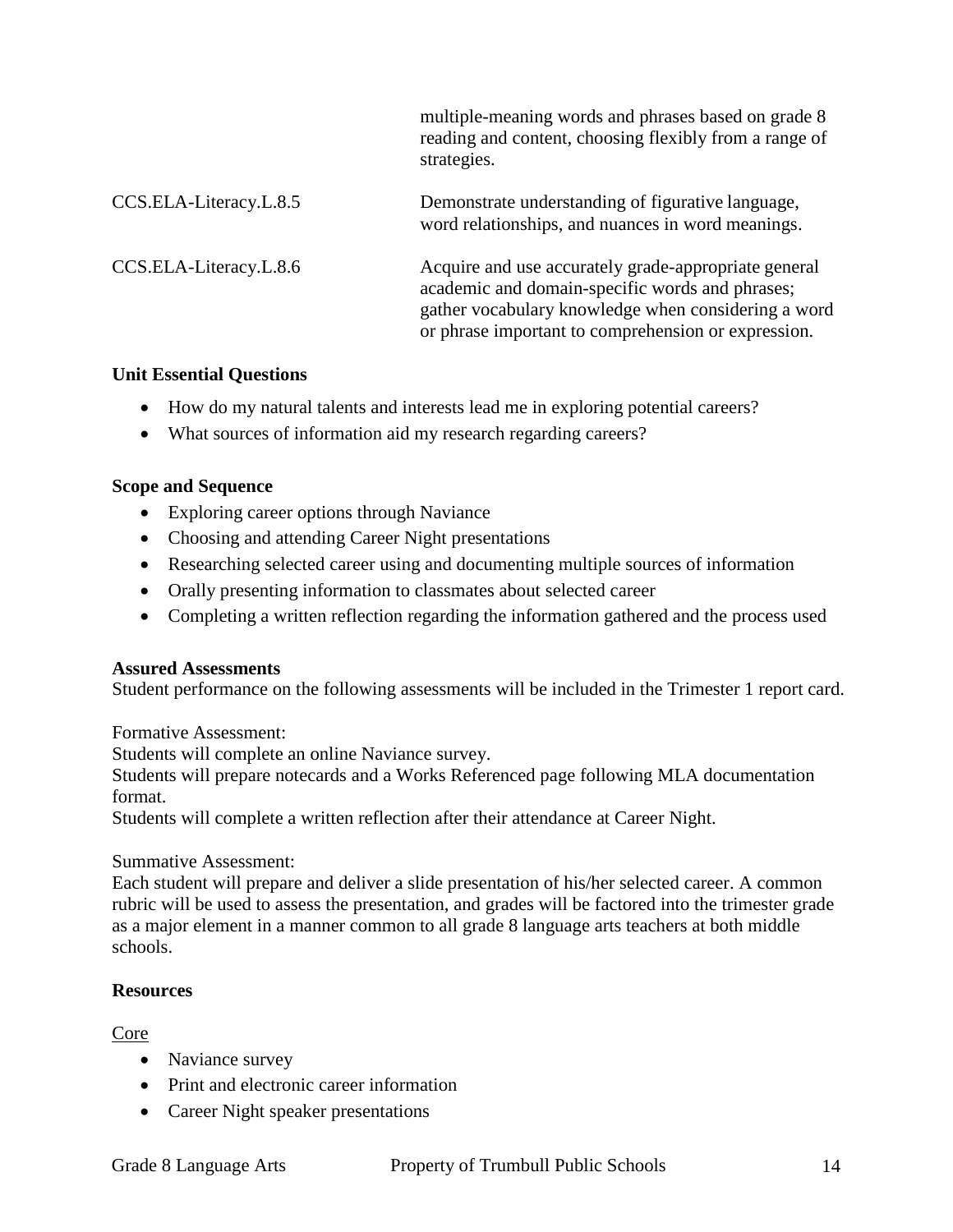| | |
|---|---|
| | multiple-meaning words and phrases based on grade 8 reading and content, choosing flexibly from a range of strategies. |
| CCS.ELA-Literacy.L.8.5 | Demonstrate understanding of figurative language, word relationships, and nuances in word meanings. |
| CCS.ELA-Literacy.L.8.6 | Acquire and use accurately grade-appropriate general academic and domain-specific words and phrases; gather vocabulary knowledge when considering a word or phrase important to comprehension or expression. |

**Unit Essential Questions**

- How do my natural talents and interests lead me in exploring potential careers?
- What sources of information aid my research regarding careers?

**Scope and Sequence**

- Exploring career options through Naviance
- Choosing and attending Career Night presentations
- Researching selected career using and documenting multiple sources of information
- Orally presenting information to classmates about selected career
- Completing a written reflection regarding the information gathered and the process used

**Assured Assessments**

Student performance on the following assessments will be included in the Trimester 1 report card.

Formative Assessment:
Students will complete an online Naviance survey.
Students will prepare notecards and a Works Referenced page following MLA documentation format.
Students will complete a written reflection after their attendance at Career Night.

Summative Assessment:
Each student will prepare and deliver a slide presentation of his/her selected career. A common rubric will be used to assess the presentation, and grades will be factored into the trimester grade as a major element in a manner common to all grade 8 language arts teachers at both middle schools.

**Resources**

<u>Core</u>

- Naviance survey
- Print and electronic career information
- Career Night speaker presentations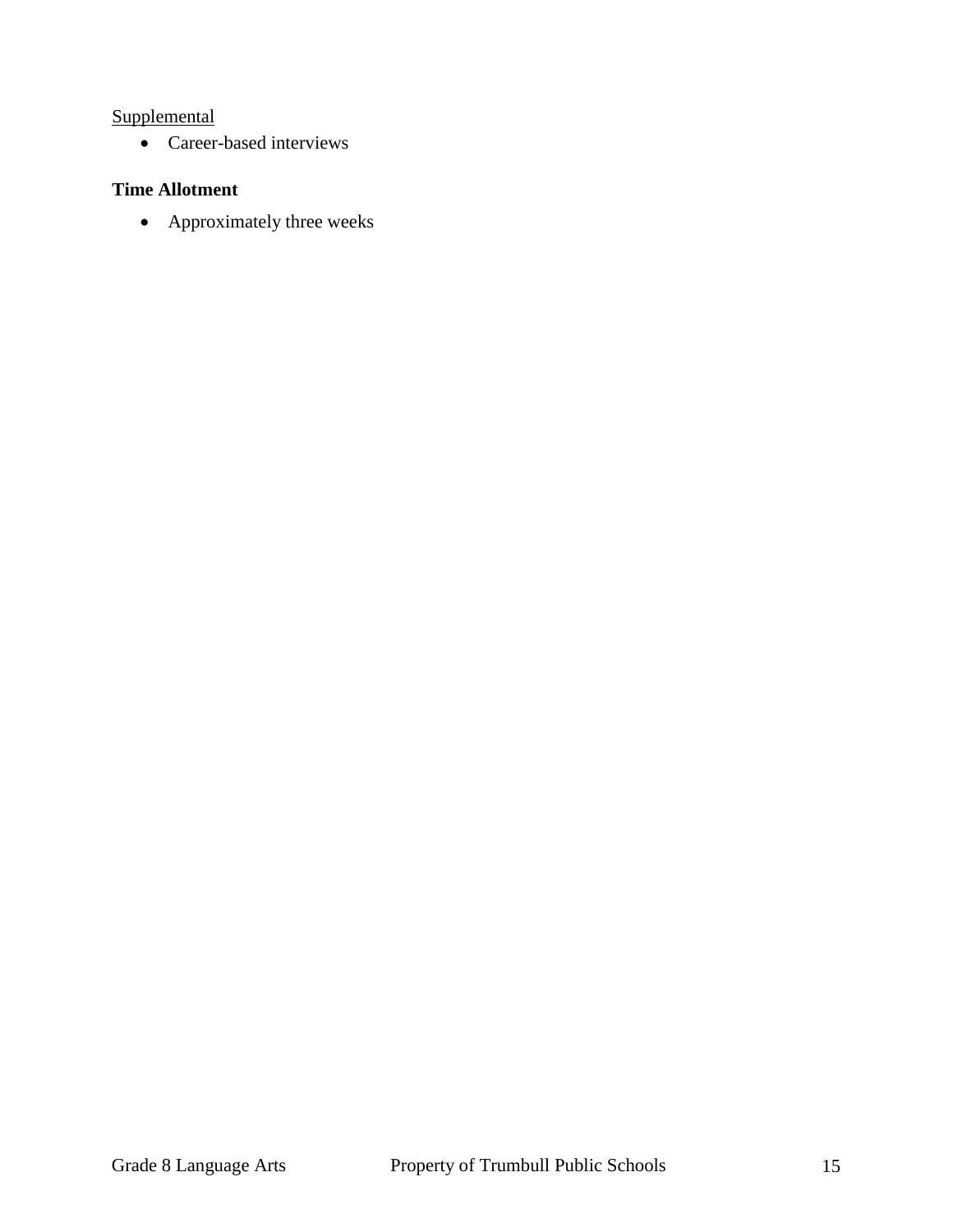<u>Supplemental</u>

- Career-based interviews

**Time Allotment**

- Approximately three weeks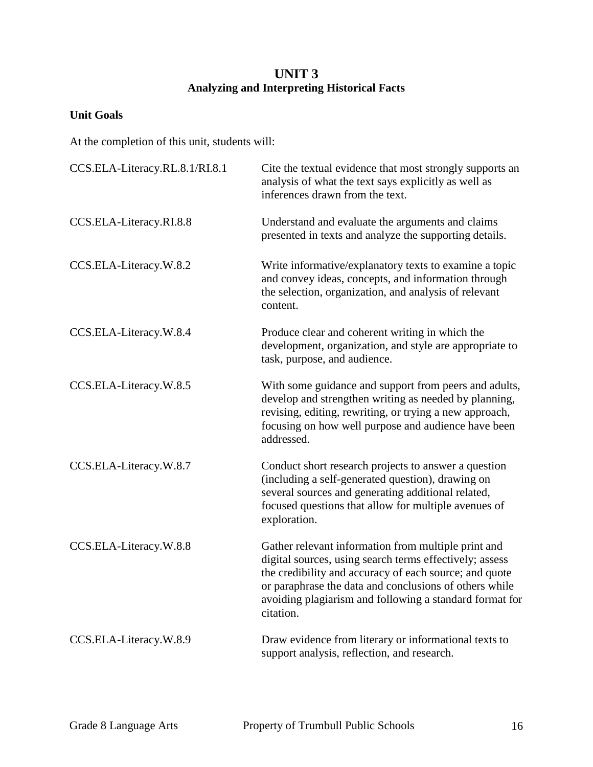# UNIT 3
## Analyzing and Interpreting Historical Facts

### Unit Goals

At the completion of this unit, students will:

| | |
|---|---|
| CCS.ELA-Literacy.RL.8.1/RI.8.1 | Cite the textual evidence that most strongly supports an analysis of what the text says explicitly as well as inferences drawn from the text. |
| CCS.ELA-Literacy.RI.8.8 | Understand and evaluate the arguments and claims presented in texts and analyze the supporting details. |
| CCS.ELA-Literacy.W.8.2 | Write informative/explanatory texts to examine a topic and convey ideas, concepts, and information through the selection, organization, and analysis of relevant content. |
| CCS.ELA-Literacy.W.8.4 | Produce clear and coherent writing in which the development, organization, and style are appropriate to task, purpose, and audience. |
| CCS.ELA-Literacy.W.8.5 | With some guidance and support from peers and adults, develop and strengthen writing as needed by planning, revising, editing, rewriting, or trying a new approach, focusing on how well purpose and audience have been addressed. |
| CCS.ELA-Literacy.W.8.7 | Conduct short research projects to answer a question (including a self-generated question), drawing on several sources and generating additional related, focused questions that allow for multiple avenues of exploration. |
| CCS.ELA-Literacy.W.8.8 | Gather relevant information from multiple print and digital sources, using search terms effectively; assess the credibility and accuracy of each source; and quote or paraphrase the data and conclusions of others while avoiding plagiarism and following a standard format for citation. |
| CCS.ELA-Literacy.W.8.9 | Draw evidence from literary or informational texts to support analysis, reflection, and research. |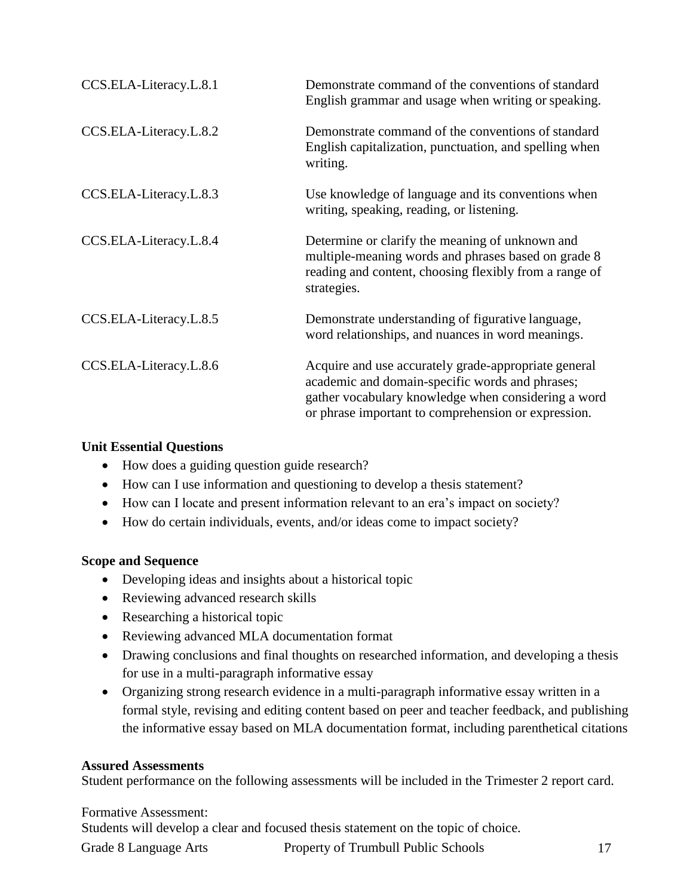| | |
|---|---|
| CCS.ELA-Literacy.L.8.1 | Demonstrate command of the conventions of standard English grammar and usage when writing or speaking. |
| CCS.ELA-Literacy.L.8.2 | Demonstrate command of the conventions of standard English capitalization, punctuation, and spelling when writing. |
| CCS.ELA-Literacy.L.8.3 | Use knowledge of language and its conventions when writing, speaking, reading, or listening. |
| CCS.ELA-Literacy.L.8.4 | Determine or clarify the meaning of unknown and multiple-meaning words and phrases based on grade 8 reading and content, choosing flexibly from a range of strategies. |
| CCS.ELA-Literacy.L.8.5 | Demonstrate understanding of figurative language, word relationships, and nuances in word meanings. |
| CCS.ELA-Literacy.L.8.6 | Acquire and use accurately grade-appropriate general academic and domain-specific words and phrases; gather vocabulary knowledge when considering a word or phrase important to comprehension or expression. |

**Unit Essential Questions**

- How does a guiding question guide research?
- How can I use information and questioning to develop a thesis statement?
- How can I locate and present information relevant to an era's impact on society?
- How do certain individuals, events, and/or ideas come to impact society?

**Scope and Sequence**

- Developing ideas and insights about a historical topic
- Reviewing advanced research skills
- Researching a historical topic
- Reviewing advanced MLA documentation format
- Drawing conclusions and final thoughts on researched information, and developing a thesis for use in a multi-paragraph informative essay
- Organizing strong research evidence in a multi-paragraph informative essay written in a formal style, revising and editing content based on peer and teacher feedback, and publishing the informative essay based on MLA documentation format, including parenthetical citations

**Assured Assessments**

Student performance on the following assessments will be included in the Trimester 2 report card.

Formative Assessment:

Students will develop a clear and focused thesis statement on the topic of choice.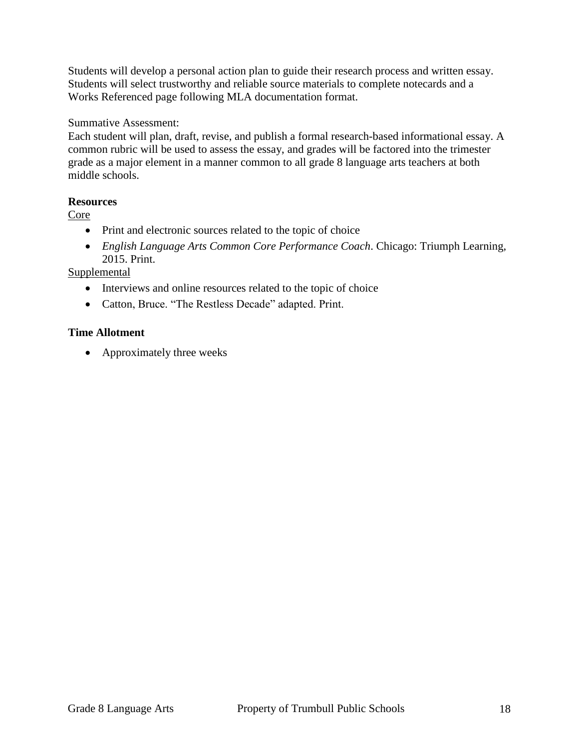Students will develop a personal action plan to guide their research process and written essay. Students will select trustworthy and reliable source materials to complete notecards and a Works Referenced page following MLA documentation format.

Summative Assessment:
Each student will plan, draft, revise, and publish a formal research-based informational essay. A common rubric will be used to assess the essay, and grades will be factored into the trimester grade as a major element in a manner common to all grade 8 language arts teachers at both middle schools.

**Resources**

Core

- Print and electronic sources related to the topic of choice
- *English Language Arts Common Core Performance Coach*. Chicago: Triumph Learning, 2015. Print.

Supplemental

- Interviews and online resources related to the topic of choice
- Catton, Bruce. "The Restless Decade" adapted. Print.

**Time Allotment**

- Approximately three weeks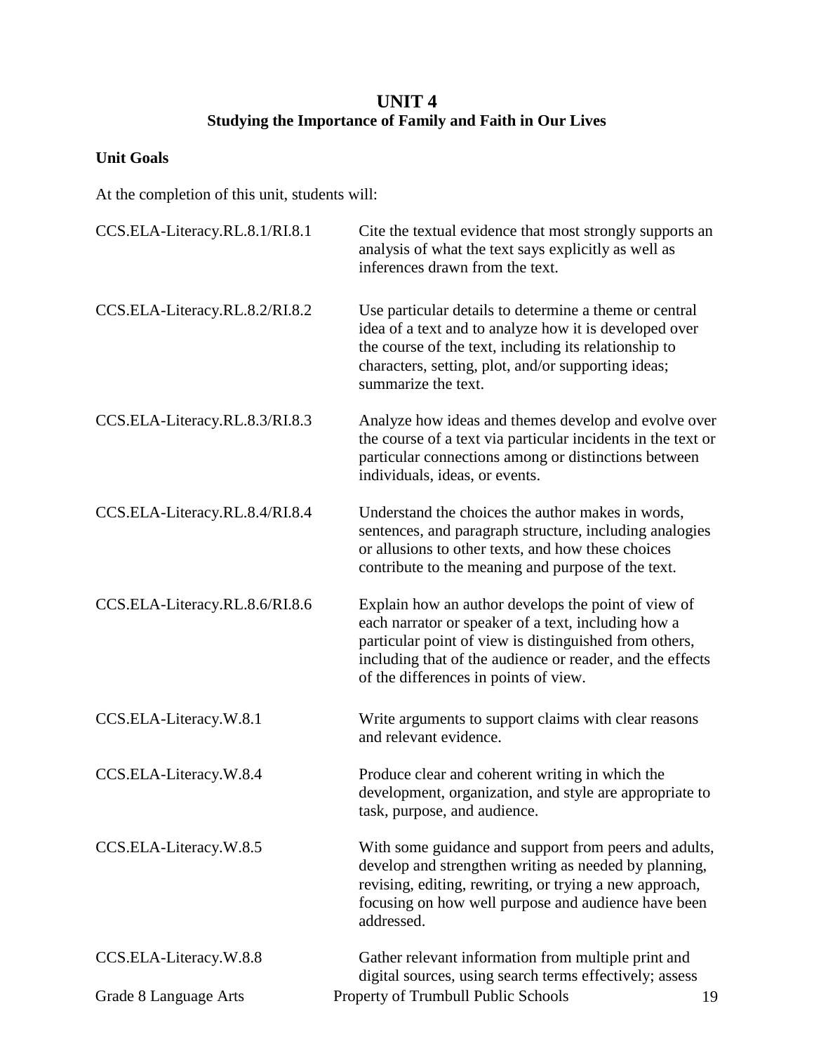# UNIT 4
## Studying the Importance of Family and Faith in Our Lives

**Unit Goals**

At the completion of this unit, students will:

| | |
|---|---|
| CCS.ELA-Literacy.RL.8.1/RI.8.1 | Cite the textual evidence that most strongly supports an analysis of what the text says explicitly as well as inferences drawn from the text. |
| CCS.ELA-Literacy.RL.8.2/RI.8.2 | Use particular details to determine a theme or central idea of a text and to analyze how it is developed over the course of the text, including its relationship to characters, setting, plot, and/or supporting ideas; summarize the text. |
| CCS.ELA-Literacy.RL.8.3/RI.8.3 | Analyze how ideas and themes develop and evolve over the course of a text via particular incidents in the text or particular connections among or distinctions between individuals, ideas, or events. |
| CCS.ELA-Literacy.RL.8.4/RI.8.4 | Understand the choices the author makes in words, sentences, and paragraph structure, including analogies or allusions to other texts, and how these choices contribute to the meaning and purpose of the text. |
| CCS.ELA-Literacy.RL.8.6/RI.8.6 | Explain how an author develops the point of view of each narrator or speaker of a text, including how a particular point of view is distinguished from others, including that of the audience or reader, and the effects of the differences in points of view. |
| CCS.ELA-Literacy.W.8.1 | Write arguments to support claims with clear reasons and relevant evidence. |
| CCS.ELA-Literacy.W.8.4 | Produce clear and coherent writing in which the development, organization, and style are appropriate to task, purpose, and audience. |
| CCS.ELA-Literacy.W.8.5 | With some guidance and support from peers and adults, develop and strengthen writing as needed by planning, revising, editing, rewriting, or trying a new approach, focusing on how well purpose and audience have been addressed. |
| CCS.ELA-Literacy.W.8.8 | Gather relevant information from multiple print and digital sources, using search terms effectively; assess |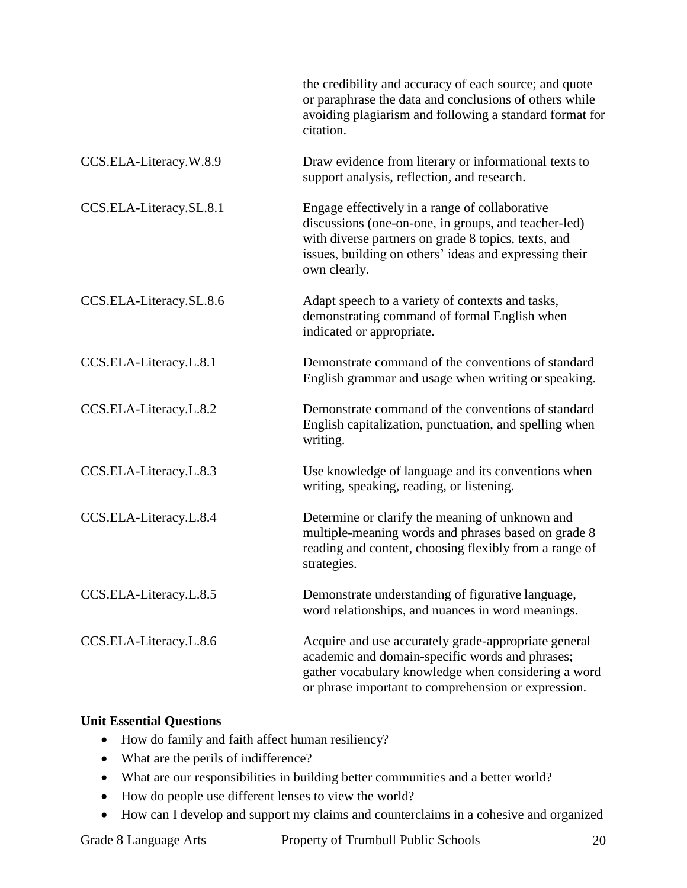| | |
|---|---|
| | the credibility and accuracy of each source; and quote or paraphrase the data and conclusions of others while avoiding plagiarism and following a standard format for citation. |
| CCS.ELA-Literacy.W.8.9 | Draw evidence from literary or informational texts to support analysis, reflection, and research. |
| CCS.ELA-Literacy.SL.8.1 | Engage effectively in a range of collaborative discussions (one-on-one, in groups, and teacher-led) with diverse partners on grade 8 topics, texts, and issues, building on others' ideas and expressing their own clearly. |
| CCS.ELA-Literacy.SL.8.6 | Adapt speech to a variety of contexts and tasks, demonstrating command of formal English when indicated or appropriate. |
| CCS.ELA-Literacy.L.8.1 | Demonstrate command of the conventions of standard English grammar and usage when writing or speaking. |
| CCS.ELA-Literacy.L.8.2 | Demonstrate command of the conventions of standard English capitalization, punctuation, and spelling when writing. |
| CCS.ELA-Literacy.L.8.3 | Use knowledge of language and its conventions when writing, speaking, reading, or listening. |
| CCS.ELA-Literacy.L.8.4 | Determine or clarify the meaning of unknown and multiple-meaning words and phrases based on grade 8 reading and content, choosing flexibly from a range of strategies. |
| CCS.ELA-Literacy.L.8.5 | Demonstrate understanding of figurative language, word relationships, and nuances in word meanings. |
| CCS.ELA-Literacy.L.8.6 | Acquire and use accurately grade-appropriate general academic and domain-specific words and phrases; gather vocabulary knowledge when considering a word or phrase important to comprehension or expression. |

**Unit Essential Questions**

- How do family and faith affect human resiliency?
- What are the perils of indifference?
- What are our responsibilities in building better communities and a better world?
- How do people use different lenses to view the world?
- How can I develop and support my claims and counterclaims in a cohesive and organized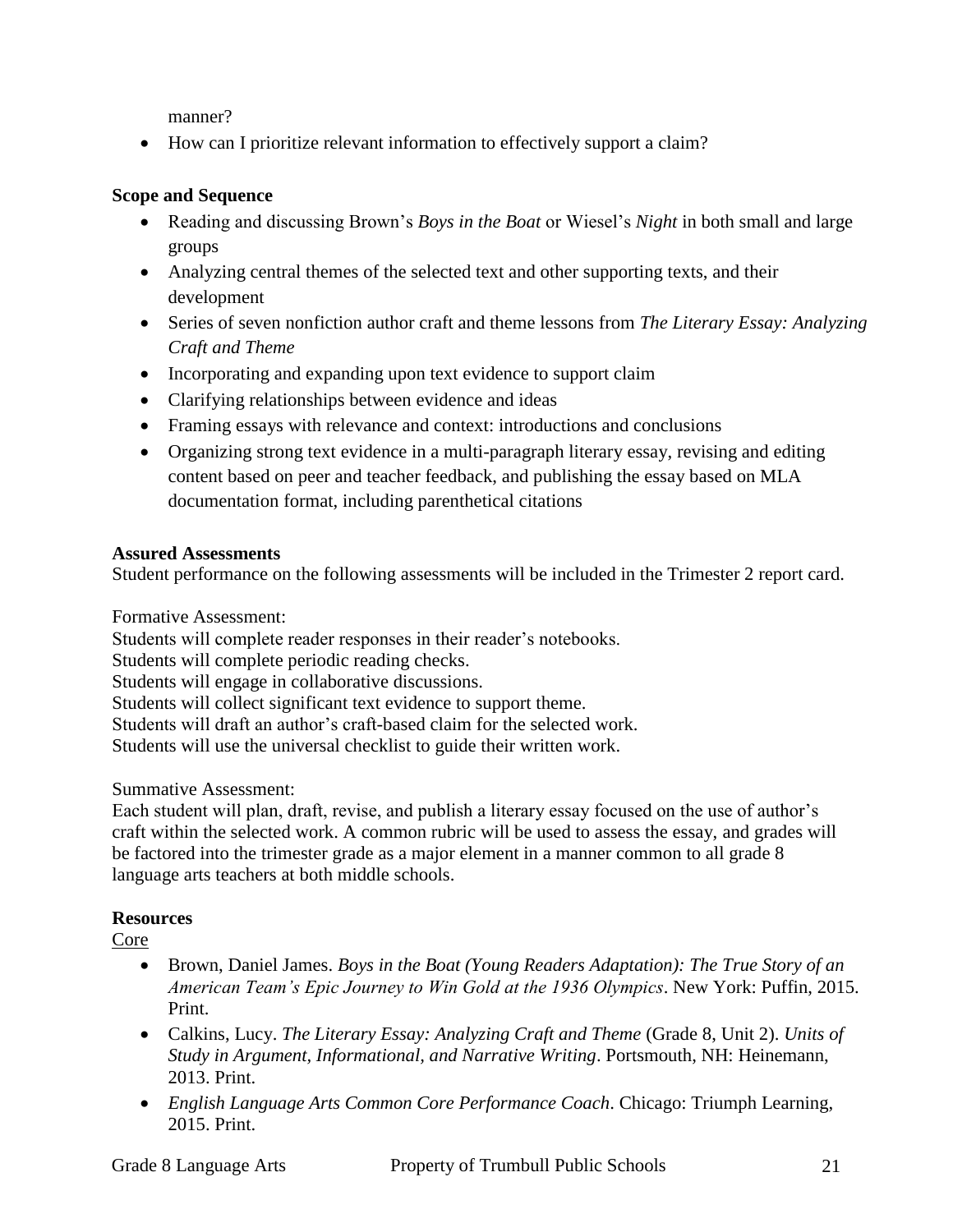manner?

- How can I prioritize relevant information to effectively support a claim?

**Scope and Sequence**

- Reading and discussing Brown's *Boys in the Boat* or Wiesel's *Night* in both small and large groups
- Analyzing central themes of the selected text and other supporting texts, and their development
- Series of seven nonfiction author craft and theme lessons from *The Literary Essay: Analyzing Craft and Theme*
- Incorporating and expanding upon text evidence to support claim
- Clarifying relationships between evidence and ideas
- Framing essays with relevance and context: introductions and conclusions
- Organizing strong text evidence in a multi-paragraph literary essay, revising and editing content based on peer and teacher feedback, and publishing the essay based on MLA documentation format, including parenthetical citations

**Assured Assessments**

Student performance on the following assessments will be included in the Trimester 2 report card.

Formative Assessment:
Students will complete reader responses in their reader's notebooks.
Students will complete periodic reading checks.
Students will engage in collaborative discussions.
Students will collect significant text evidence to support theme.
Students will draft an author's craft-based claim for the selected work.
Students will use the universal checklist to guide their written work.

Summative Assessment:
Each student will plan, draft, revise, and publish a literary essay focused on the use of author's craft within the selected work. A common rubric will be used to assess the essay, and grades will be factored into the trimester grade as a major element in a manner common to all grade 8 language arts teachers at both middle schools.

**Resources**

Core

- Brown, Daniel James. *Boys in the Boat (Young Readers Adaptation): The True Story of an American Team's Epic Journey to Win Gold at the 1936 Olympics*. New York: Puffin, 2015. Print.
- Calkins, Lucy. *The Literary Essay: Analyzing Craft and Theme* (Grade 8, Unit 2). *Units of Study in Argument, Informational, and Narrative Writing*. Portsmouth, NH: Heinemann, 2013. Print.
- *English Language Arts Common Core Performance Coach*. Chicago: Triumph Learning, 2015. Print.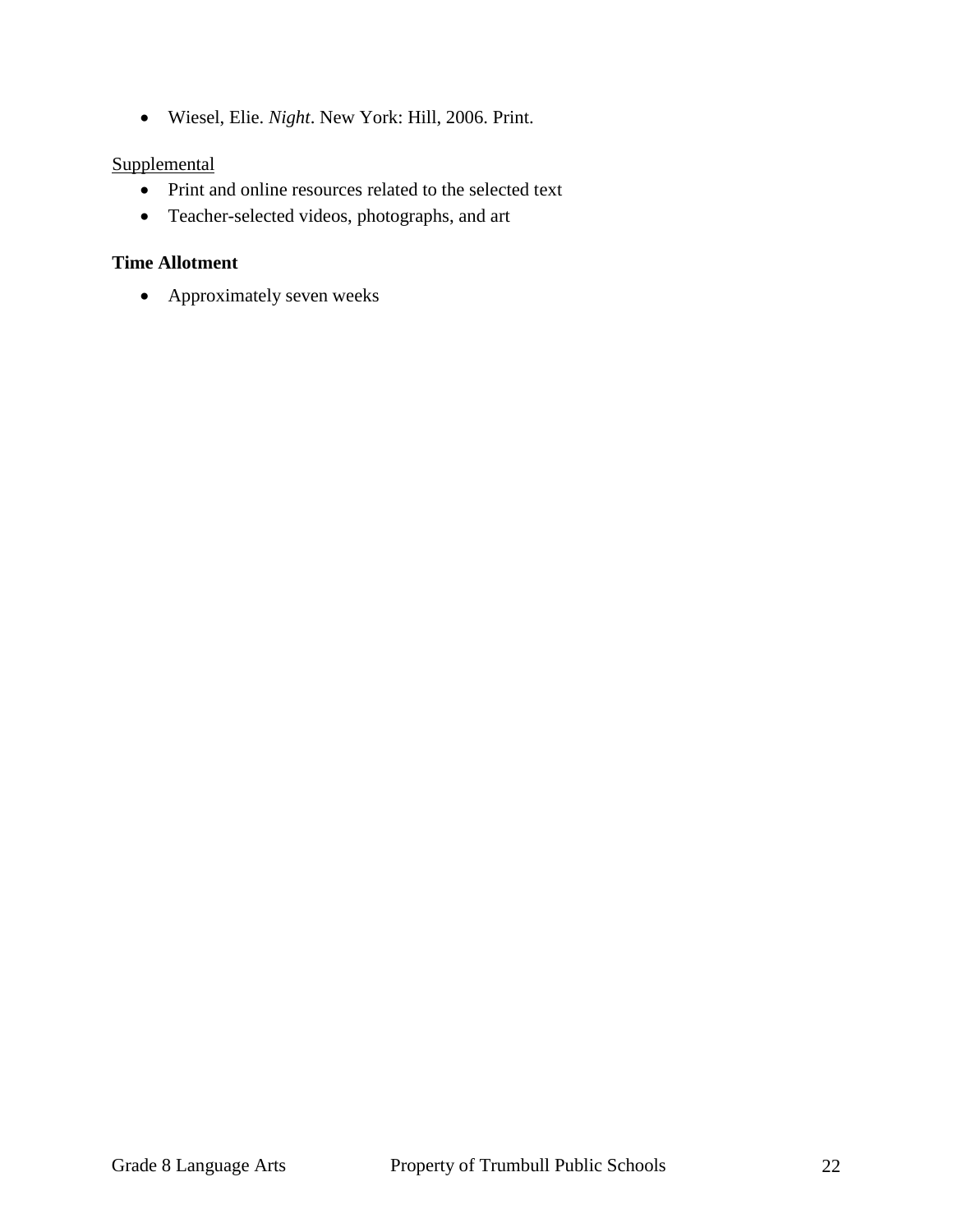- Wiesel, Elie. *Night*. New York: Hill, 2006. Print.

Supplemental

- Print and online resources related to the selected text
- Teacher-selected videos, photographs, and art

**Time Allotment**

- Approximately seven weeks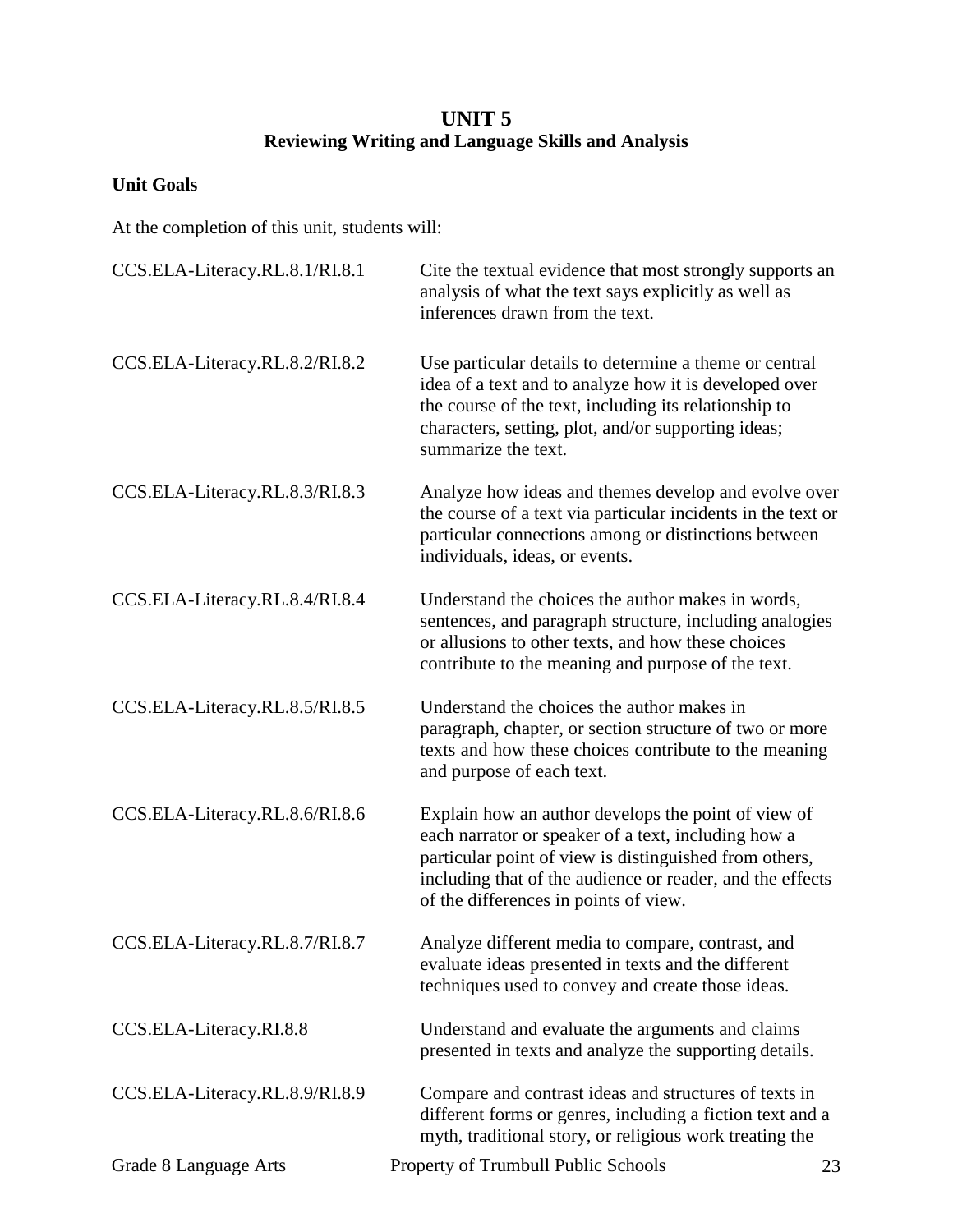# UNIT 5
## Reviewing Writing and Language Skills and Analysis

**Unit Goals**

At the completion of this unit, students will:

| | |
|---|---|
| CCS.ELA-Literacy.RL.8.1/RI.8.1 | Cite the textual evidence that most strongly supports an analysis of what the text says explicitly as well as inferences drawn from the text. |
| CCS.ELA-Literacy.RL.8.2/RI.8.2 | Use particular details to determine a theme or central idea of a text and to analyze how it is developed over the course of the text, including its relationship to characters, setting, plot, and/or supporting ideas; summarize the text. |
| CCS.ELA-Literacy.RL.8.3/RI.8.3 | Analyze how ideas and themes develop and evolve over the course of a text via particular incidents in the text or particular connections among or distinctions between individuals, ideas, or events. |
| CCS.ELA-Literacy.RL.8.4/RI.8.4 | Understand the choices the author makes in words, sentences, and paragraph structure, including analogies or allusions to other texts, and how these choices contribute to the meaning and purpose of the text. |
| CCS.ELA-Literacy.RL.8.5/RI.8.5 | Understand the choices the author makes in paragraph, chapter, or section structure of two or more texts and how these choices contribute to the meaning and purpose of each text. |
| CCS.ELA-Literacy.RL.8.6/RI.8.6 | Explain how an author develops the point of view of each narrator or speaker of a text, including how a particular point of view is distinguished from others, including that of the audience or reader, and the effects of the differences in points of view. |
| CCS.ELA-Literacy.RL.8.7/RI.8.7 | Analyze different media to compare, contrast, and evaluate ideas presented in texts and the different techniques used to convey and create those ideas. |
| CCS.ELA-Literacy.RI.8.8 | Understand and evaluate the arguments and claims presented in texts and analyze the supporting details. |
| CCS.ELA-Literacy.RL.8.9/RI.8.9 | Compare and contrast ideas and structures of texts in different forms or genres, including a fiction text and a myth, traditional story, or religious work treating the |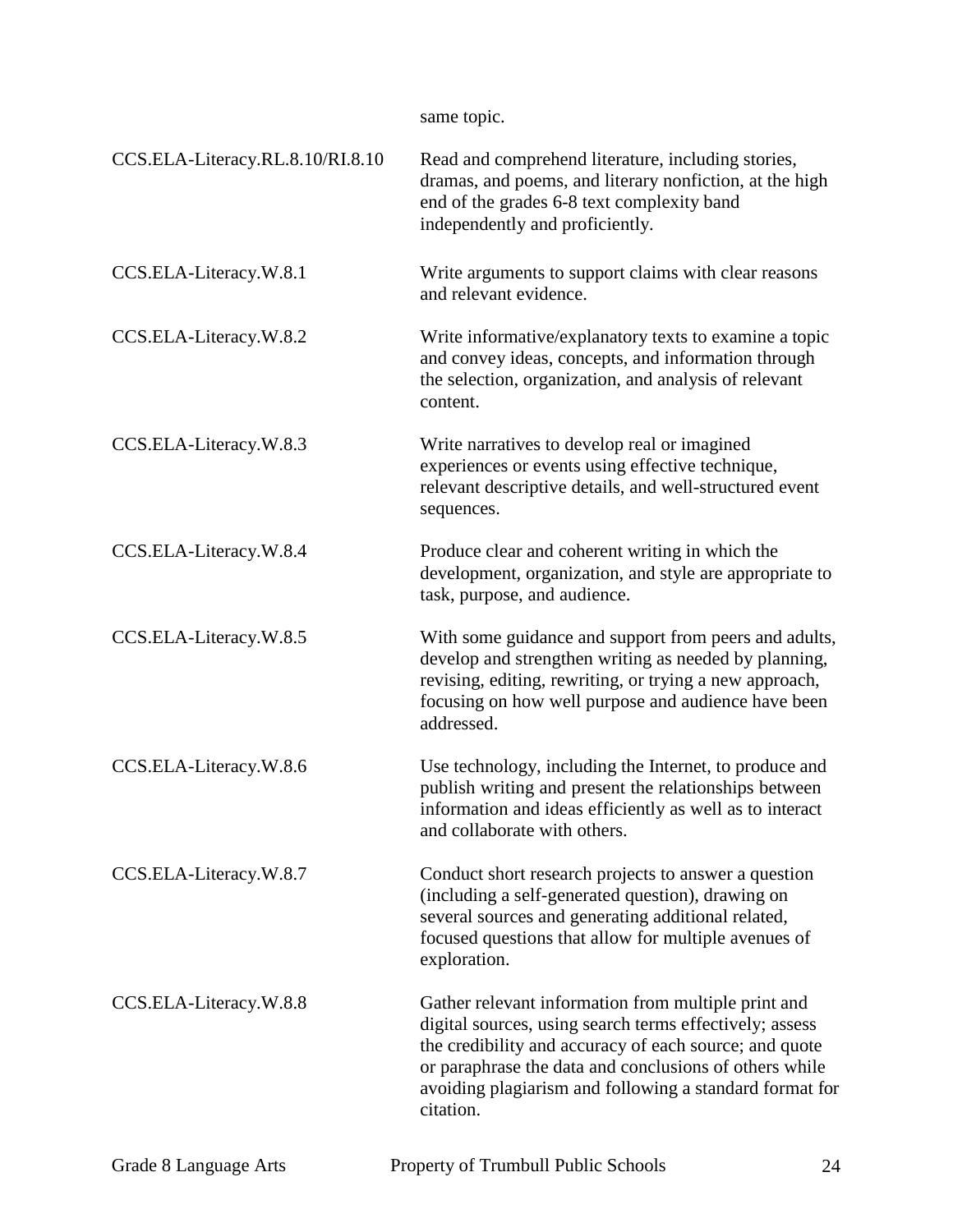| | |
|---|---|
| | same topic. |
| CCS.ELA-Literacy.RL.8.10/RI.8.10 | Read and comprehend literature, including stories, dramas, and poems, and literary nonfiction, at the high end of the grades 6-8 text complexity band independently and proficiently. |
| CCS.ELA-Literacy.W.8.1 | Write arguments to support claims with clear reasons and relevant evidence. |
| CCS.ELA-Literacy.W.8.2 | Write informative/explanatory texts to examine a topic and convey ideas, concepts, and information through the selection, organization, and analysis of relevant content. |
| CCS.ELA-Literacy.W.8.3 | Write narratives to develop real or imagined experiences or events using effective technique, relevant descriptive details, and well-structured event sequences. |
| CCS.ELA-Literacy.W.8.4 | Produce clear and coherent writing in which the development, organization, and style are appropriate to task, purpose, and audience. |
| CCS.ELA-Literacy.W.8.5 | With some guidance and support from peers and adults, develop and strengthen writing as needed by planning, revising, editing, rewriting, or trying a new approach, focusing on how well purpose and audience have been addressed. |
| CCS.ELA-Literacy.W.8.6 | Use technology, including the Internet, to produce and publish writing and present the relationships between information and ideas efficiently as well as to interact and collaborate with others. |
| CCS.ELA-Literacy.W.8.7 | Conduct short research projects to answer a question (including a self-generated question), drawing on several sources and generating additional related, focused questions that allow for multiple avenues of exploration. |
| CCS.ELA-Literacy.W.8.8 | Gather relevant information from multiple print and digital sources, using search terms effectively; assess the credibility and accuracy of each source; and quote or paraphrase the data and conclusions of others while avoiding plagiarism and following a standard format for citation. |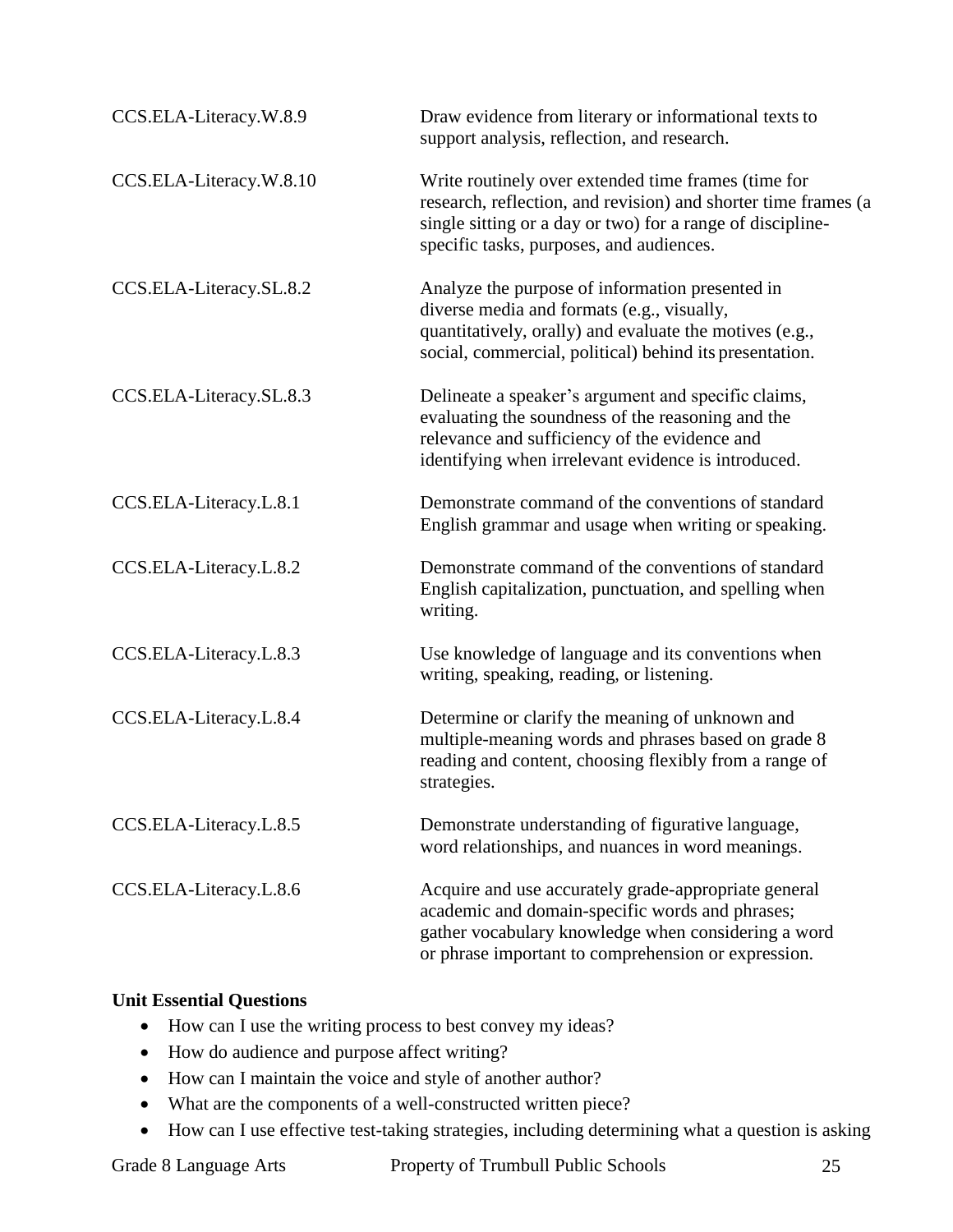| | |
|---|---|
| CCS.ELA-Literacy.W.8.9 | Draw evidence from literary or informational texts to support analysis, reflection, and research. |
| CCS.ELA-Literacy.W.8.10 | Write routinely over extended time frames (time for research, reflection, and revision) and shorter time frames (a single sitting or a day or two) for a range of discipline-specific tasks, purposes, and audiences. |
| CCS.ELA-Literacy.SL.8.2 | Analyze the purpose of information presented in diverse media and formats (e.g., visually, quantitatively, orally) and evaluate the motives (e.g., social, commercial, political) behind its presentation. |
| CCS.ELA-Literacy.SL.8.3 | Delineate a speaker's argument and specific claims, evaluating the soundness of the reasoning and the relevance and sufficiency of the evidence and identifying when irrelevant evidence is introduced. |
| CCS.ELA-Literacy.L.8.1 | Demonstrate command of the conventions of standard English grammar and usage when writing or speaking. |
| CCS.ELA-Literacy.L.8.2 | Demonstrate command of the conventions of standard English capitalization, punctuation, and spelling when writing. |
| CCS.ELA-Literacy.L.8.3 | Use knowledge of language and its conventions when writing, speaking, reading, or listening. |
| CCS.ELA-Literacy.L.8.4 | Determine or clarify the meaning of unknown and multiple-meaning words and phrases based on grade 8 reading and content, choosing flexibly from a range of strategies. |
| CCS.ELA-Literacy.L.8.5 | Demonstrate understanding of figurative language, word relationships, and nuances in word meanings. |
| CCS.ELA-Literacy.L.8.6 | Acquire and use accurately grade-appropriate general academic and domain-specific words and phrases; gather vocabulary knowledge when considering a word or phrase important to comprehension or expression. |

**Unit Essential Questions**

- How can I use the writing process to best convey my ideas?
- How do audience and purpose affect writing?
- How can I maintain the voice and style of another author?
- What are the components of a well-constructed written piece?
- How can I use effective test-taking strategies, including determining what a question is asking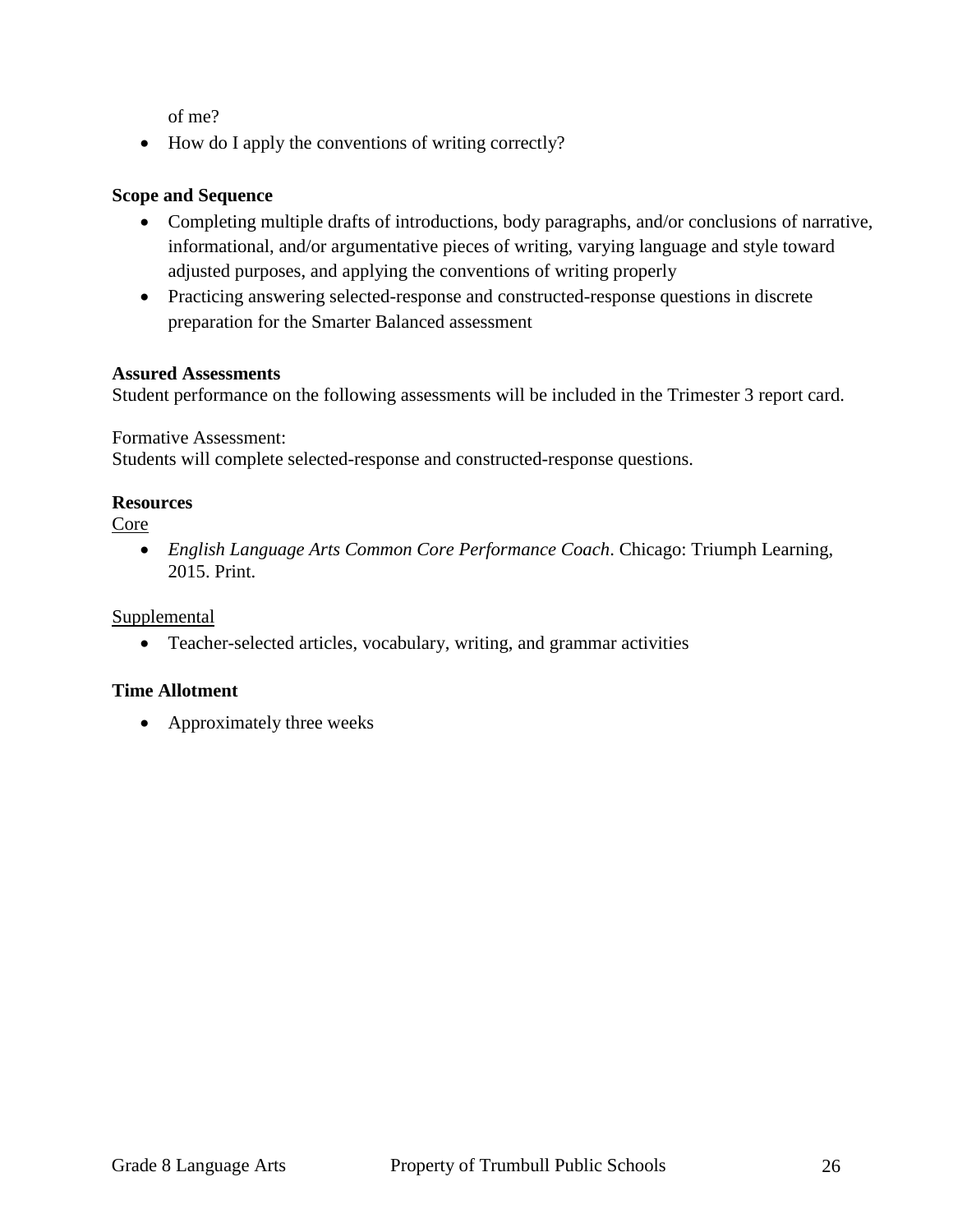of me?

- How do I apply the conventions of writing correctly?

**Scope and Sequence**

- Completing multiple drafts of introductions, body paragraphs, and/or conclusions of narrative, informational, and/or argumentative pieces of writing, varying language and style toward adjusted purposes, and applying the conventions of writing properly
- Practicing answering selected-response and constructed-response questions in discrete preparation for the Smarter Balanced assessment

**Assured Assessments**

Student performance on the following assessments will be included in the Trimester 3 report card.

Formative Assessment:
Students will complete selected-response and constructed-response questions.

**Resources**

<u>Core</u>

- *English Language Arts Common Core Performance Coach*. Chicago: Triumph Learning, 2015. Print.

<u>Supplemental</u>

- Teacher-selected articles, vocabulary, writing, and grammar activities

**Time Allotment**

- Approximately three weeks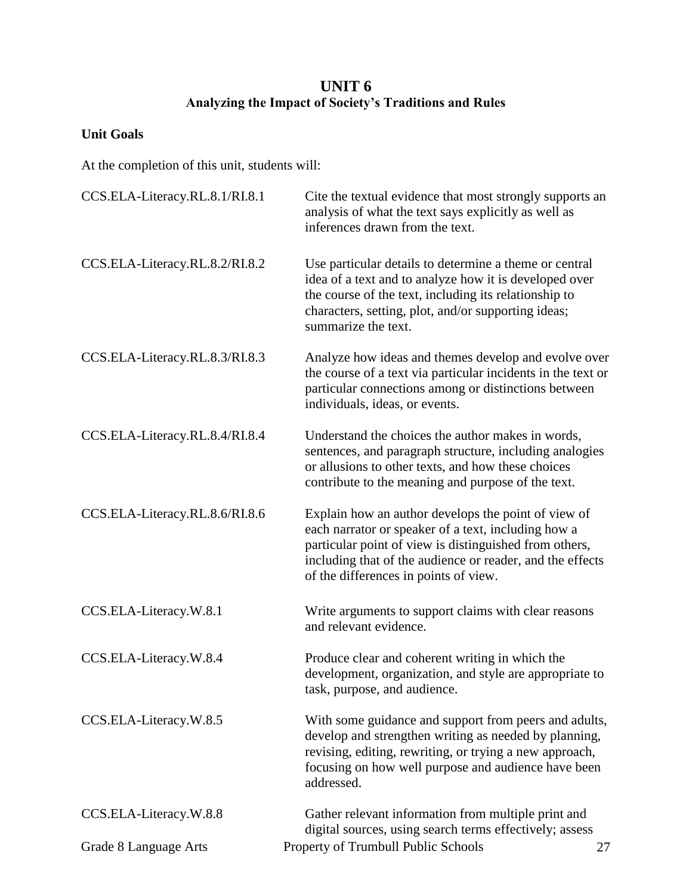# UNIT 6

## Analyzing the Impact of Society's Traditions and Rules

### Unit Goals

At the completion of this unit, students will:

| | |
|---|---|
| CCS.ELA-Literacy.RL.8.1/RI.8.1 | Cite the textual evidence that most strongly supports an analysis of what the text says explicitly as well as inferences drawn from the text. |
| CCS.ELA-Literacy.RL.8.2/RI.8.2 | Use particular details to determine a theme or central idea of a text and to analyze how it is developed over the course of the text, including its relationship to characters, setting, plot, and/or supporting ideas; summarize the text. |
| CCS.ELA-Literacy.RL.8.3/RI.8.3 | Analyze how ideas and themes develop and evolve over the course of a text via particular incidents in the text or particular connections among or distinctions between individuals, ideas, or events. |
| CCS.ELA-Literacy.RL.8.4/RI.8.4 | Understand the choices the author makes in words, sentences, and paragraph structure, including analogies or allusions to other texts, and how these choices contribute to the meaning and purpose of the text. |
| CCS.ELA-Literacy.RL.8.6/RI.8.6 | Explain how an author develops the point of view of each narrator or speaker of a text, including how a particular point of view is distinguished from others, including that of the audience or reader, and the effects of the differences in points of view. |
| CCS.ELA-Literacy.W.8.1 | Write arguments to support claims with clear reasons and relevant evidence. |
| CCS.ELA-Literacy.W.8.4 | Produce clear and coherent writing in which the development, organization, and style are appropriate to task, purpose, and audience. |
| CCS.ELA-Literacy.W.8.5 | With some guidance and support from peers and adults, develop and strengthen writing as needed by planning, revising, editing, rewriting, or trying a new approach, focusing on how well purpose and audience have been addressed. |
| CCS.ELA-Literacy.W.8.8 | Gather relevant information from multiple print and digital sources, using search terms effectively; assess |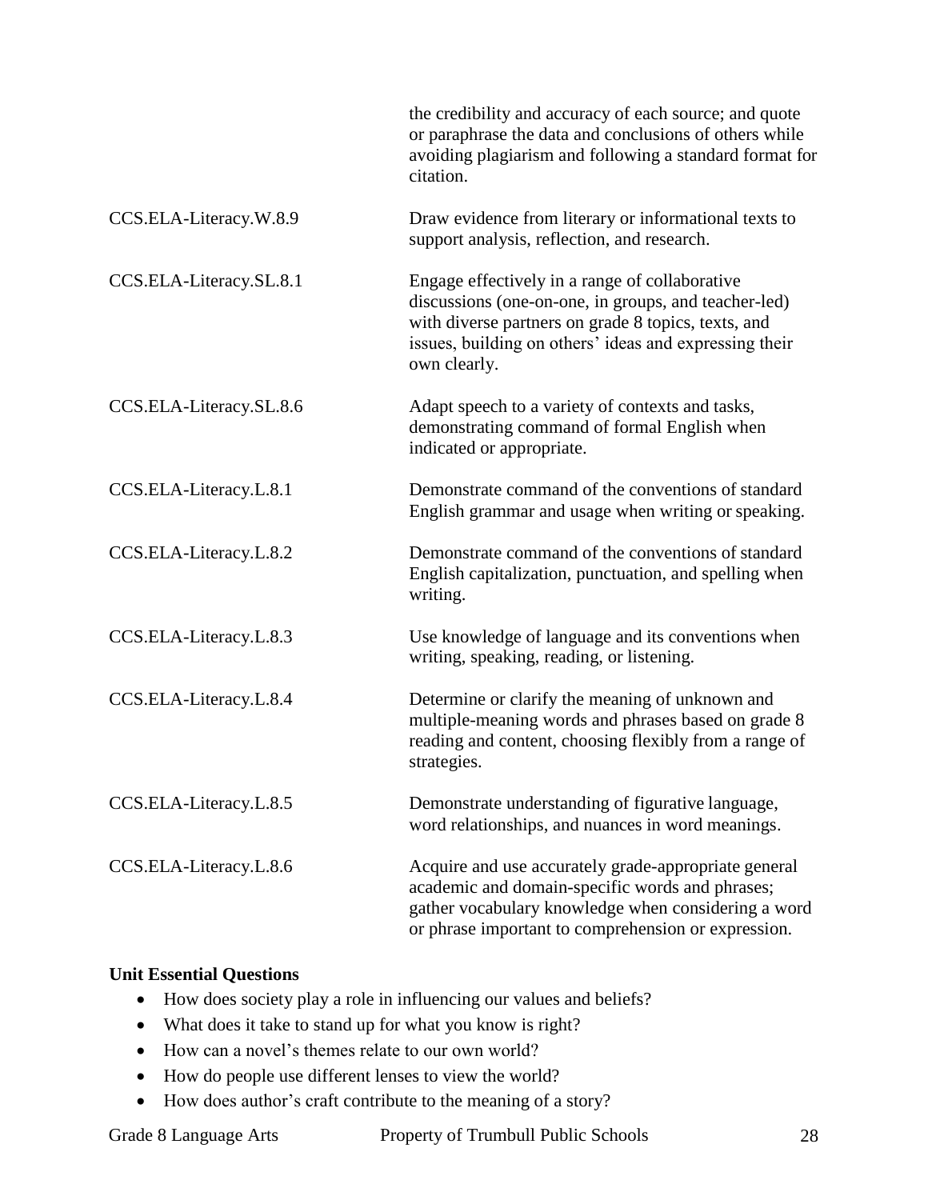| | |
|---|---|
| | the credibility and accuracy of each source; and quote or paraphrase the data and conclusions of others while avoiding plagiarism and following a standard format for citation. |
| CCS.ELA-Literacy.W.8.9 | Draw evidence from literary or informational texts to support analysis, reflection, and research. |
| CCS.ELA-Literacy.SL.8.1 | Engage effectively in a range of collaborative discussions (one-on-one, in groups, and teacher-led) with diverse partners on grade 8 topics, texts, and issues, building on others' ideas and expressing their own clearly. |
| CCS.ELA-Literacy.SL.8.6 | Adapt speech to a variety of contexts and tasks, demonstrating command of formal English when indicated or appropriate. |
| CCS.ELA-Literacy.L.8.1 | Demonstrate command of the conventions of standard English grammar and usage when writing or speaking. |
| CCS.ELA-Literacy.L.8.2 | Demonstrate command of the conventions of standard English capitalization, punctuation, and spelling when writing. |
| CCS.ELA-Literacy.L.8.3 | Use knowledge of language and its conventions when writing, speaking, reading, or listening. |
| CCS.ELA-Literacy.L.8.4 | Determine or clarify the meaning of unknown and multiple-meaning words and phrases based on grade 8 reading and content, choosing flexibly from a range of strategies. |
| CCS.ELA-Literacy.L.8.5 | Demonstrate understanding of figurative language, word relationships, and nuances in word meanings. |
| CCS.ELA-Literacy.L.8.6 | Acquire and use accurately grade-appropriate general academic and domain-specific words and phrases; gather vocabulary knowledge when considering a word or phrase important to comprehension or expression. |

**Unit Essential Questions**

- How does society play a role in influencing our values and beliefs?
- What does it take to stand up for what you know is right?
- How can a novel's themes relate to our own world?
- How do people use different lenses to view the world?
- How does author's craft contribute to the meaning of a story?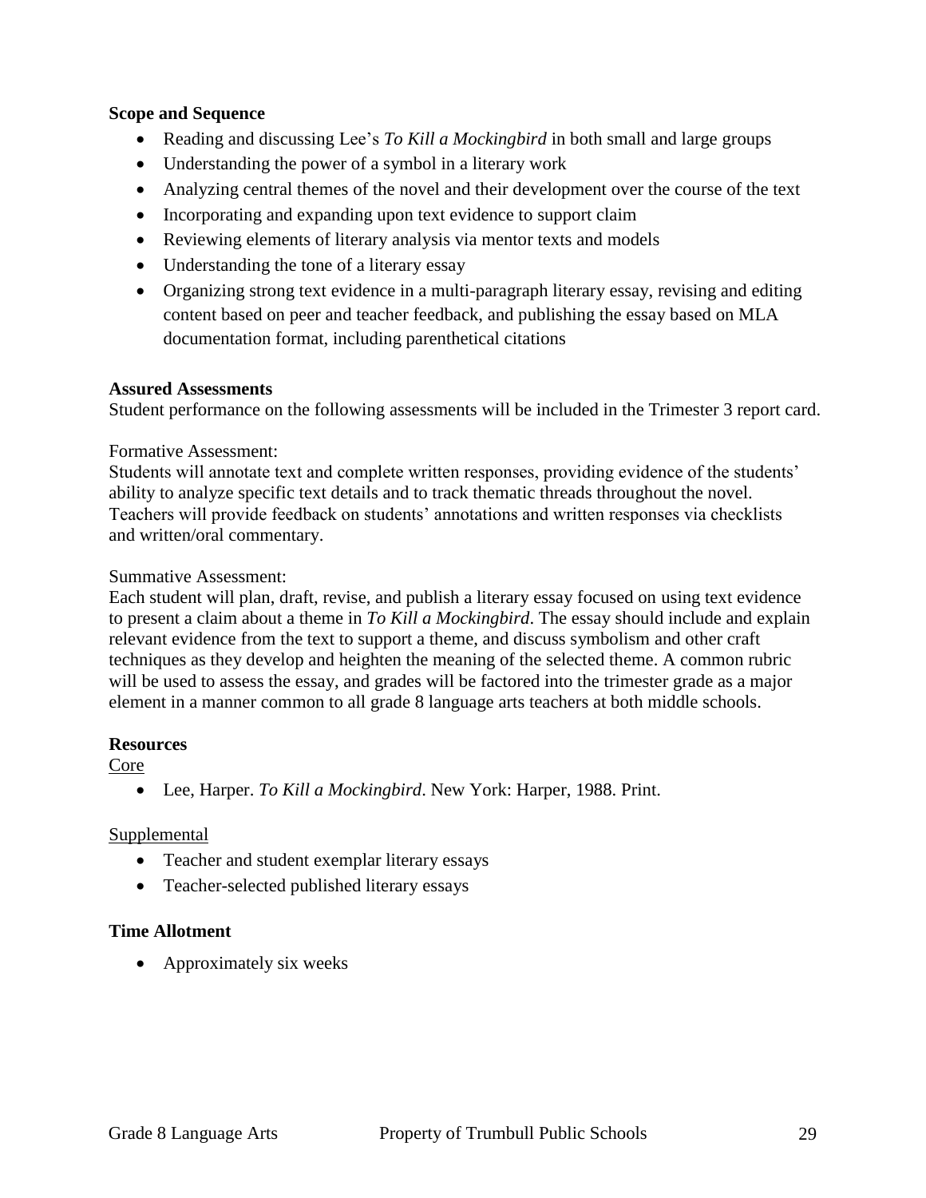**Scope and Sequence**

- Reading and discussing Lee's *To Kill a Mockingbird* in both small and large groups
- Understanding the power of a symbol in a literary work
- Analyzing central themes of the novel and their development over the course of the text
- Incorporating and expanding upon text evidence to support claim
- Reviewing elements of literary analysis via mentor texts and models
- Understanding the tone of a literary essay
- Organizing strong text evidence in a multi-paragraph literary essay, revising and editing content based on peer and teacher feedback, and publishing the essay based on MLA documentation format, including parenthetical citations

**Assured Assessments**

Student performance on the following assessments will be included in the Trimester 3 report card.

Formative Assessment:
Students will annotate text and complete written responses, providing evidence of the students' ability to analyze specific text details and to track thematic threads throughout the novel. Teachers will provide feedback on students' annotations and written responses via checklists and written/oral commentary.

Summative Assessment:
Each student will plan, draft, revise, and publish a literary essay focused on using text evidence to present a claim about a theme in *To Kill a Mockingbird*. The essay should include and explain relevant evidence from the text to support a theme, and discuss symbolism and other craft techniques as they develop and heighten the meaning of the selected theme. A common rubric will be used to assess the essay, and grades will be factored into the trimester grade as a major element in a manner common to all grade 8 language arts teachers at both middle schools.

**Resources**

Core

- Lee, Harper. *To Kill a Mockingbird*. New York: Harper, 1988. Print.

Supplemental

- Teacher and student exemplar literary essays
- Teacher-selected published literary essays

**Time Allotment**

- Approximately six weeks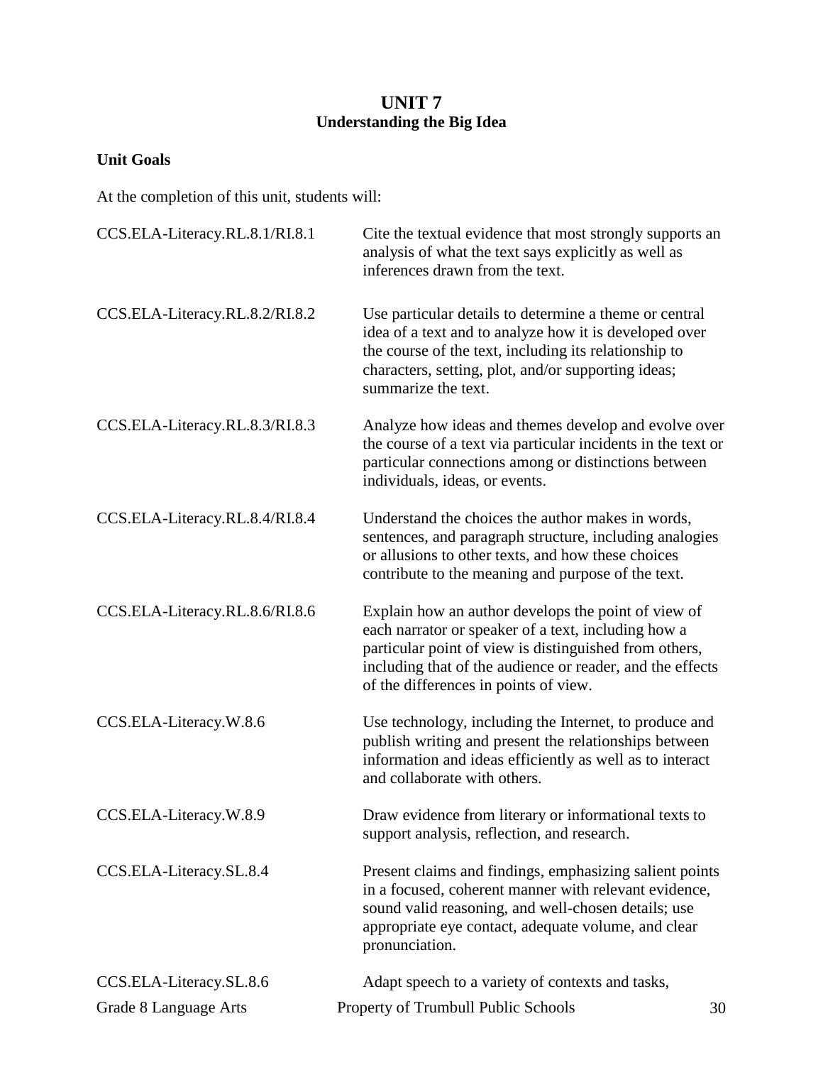# UNIT 7
## Understanding the Big Idea

**Unit Goals**

At the completion of this unit, students will:

| | |
|---|---|
| CCS.ELA-Literacy.RL.8.1/RI.8.1 | Cite the textual evidence that most strongly supports an analysis of what the text says explicitly as well as inferences drawn from the text. |
| CCS.ELA-Literacy.RL.8.2/RI.8.2 | Use particular details to determine a theme or central idea of a text and to analyze how it is developed over the course of the text, including its relationship to characters, setting, plot, and/or supporting ideas; summarize the text. |
| CCS.ELA-Literacy.RL.8.3/RI.8.3 | Analyze how ideas and themes develop and evolve over the course of a text via particular incidents in the text or particular connections among or distinctions between individuals, ideas, or events. |
| CCS.ELA-Literacy.RL.8.4/RI.8.4 | Understand the choices the author makes in words, sentences, and paragraph structure, including analogies or allusions to other texts, and how these choices contribute to the meaning and purpose of the text. |
| CCS.ELA-Literacy.RL.8.6/RI.8.6 | Explain how an author develops the point of view of each narrator or speaker of a text, including how a particular point of view is distinguished from others, including that of the audience or reader, and the effects of the differences in points of view. |
| CCS.ELA-Literacy.W.8.6 | Use technology, including the Internet, to produce and publish writing and present the relationships between information and ideas efficiently as well as to interact and collaborate with others. |
| CCS.ELA-Literacy.W.8.9 | Draw evidence from literary or informational texts to support analysis, reflection, and research. |
| CCS.ELA-Literacy.SL.8.4 | Present claims and findings, emphasizing salient points in a focused, coherent manner with relevant evidence, sound valid reasoning, and well-chosen details; use appropriate eye contact, adequate volume, and clear pronunciation. |
| CCS.ELA-Literacy.SL.8.6 | Adapt speech to a variety of contexts and tasks, |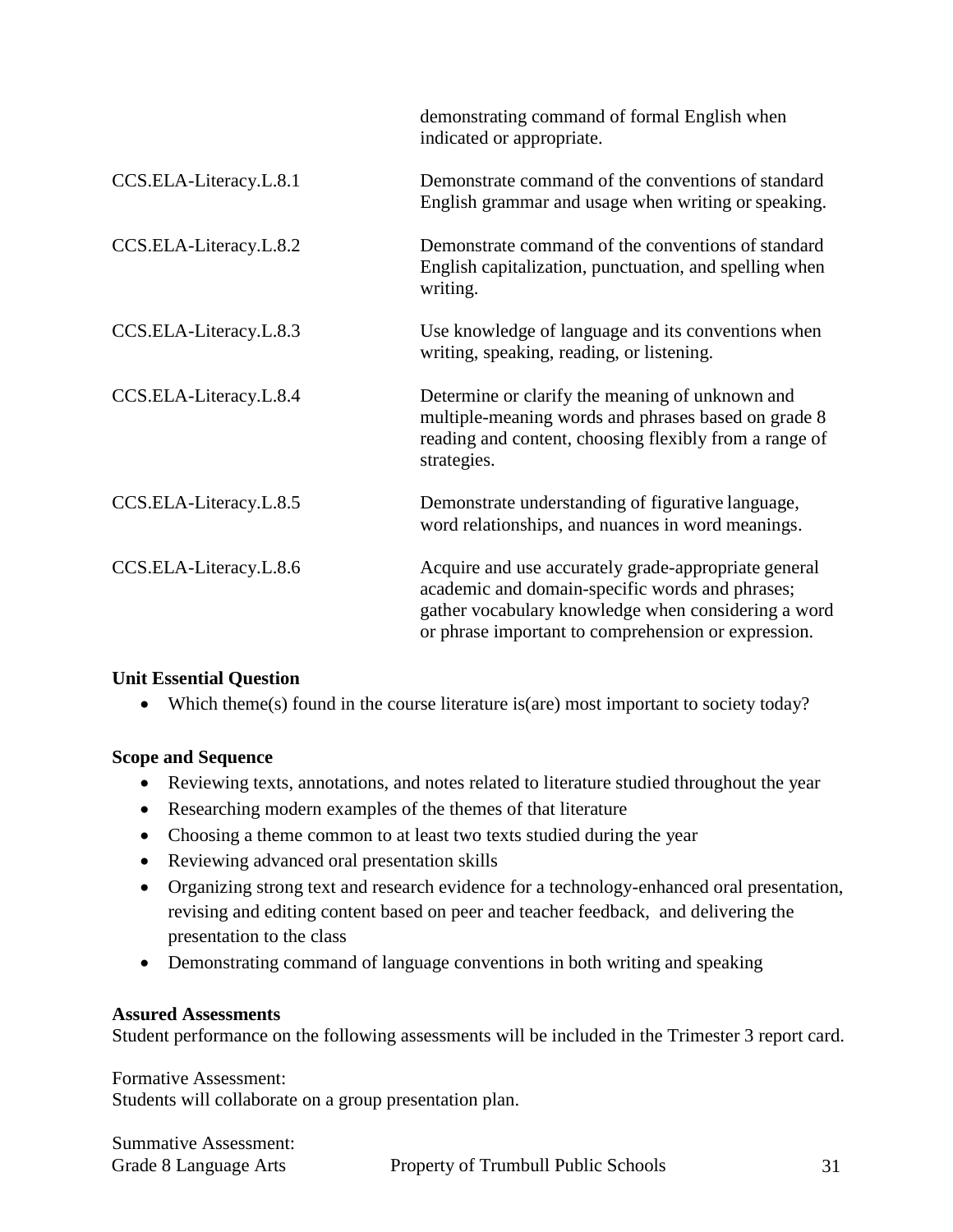| | |
|---|---|
| | demonstrating command of formal English when indicated or appropriate. |
| CCS.ELA-Literacy.L.8.1 | Demonstrate command of the conventions of standard English grammar and usage when writing or speaking. |
| CCS.ELA-Literacy.L.8.2 | Demonstrate command of the conventions of standard English capitalization, punctuation, and spelling when writing. |
| CCS.ELA-Literacy.L.8.3 | Use knowledge of language and its conventions when writing, speaking, reading, or listening. |
| CCS.ELA-Literacy.L.8.4 | Determine or clarify the meaning of unknown and multiple-meaning words and phrases based on grade 8 reading and content, choosing flexibly from a range of strategies. |
| CCS.ELA-Literacy.L.8.5 | Demonstrate understanding of figurative language, word relationships, and nuances in word meanings. |
| CCS.ELA-Literacy.L.8.6 | Acquire and use accurately grade-appropriate general academic and domain-specific words and phrases; gather vocabulary knowledge when considering a word or phrase important to comprehension or expression. |

**Unit Essential Question**

- Which theme(s) found in the course literature is(are) most important to society today?

**Scope and Sequence**

- Reviewing texts, annotations, and notes related to literature studied throughout the year
- Researching modern examples of the themes of that literature
- Choosing a theme common to at least two texts studied during the year
- Reviewing advanced oral presentation skills
- Organizing strong text and research evidence for a technology-enhanced oral presentation, revising and editing content based on peer and teacher feedback, and delivering the presentation to the class
- Demonstrating command of language conventions in both writing and speaking

**Assured Assessments**

Student performance on the following assessments will be included in the Trimester 3 report card.

Formative Assessment:
Students will collaborate on a group presentation plan.

Summative Assessment: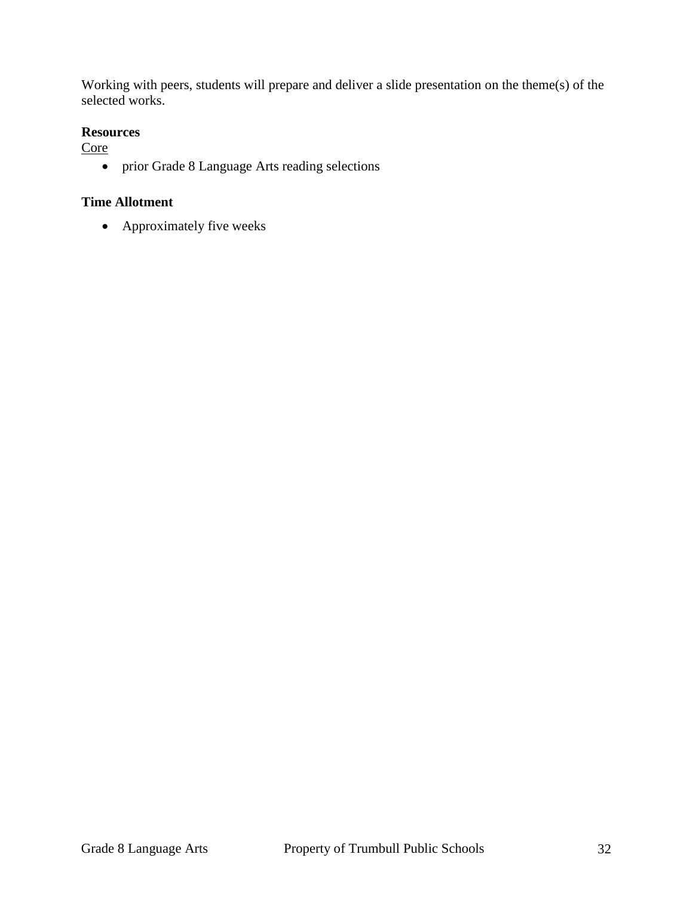Working with peers, students will prepare and deliver a slide presentation on the theme(s) of the selected works.

**Resources**

Core

- prior Grade 8 Language Arts reading selections

**Time Allotment**

- Approximately five weeks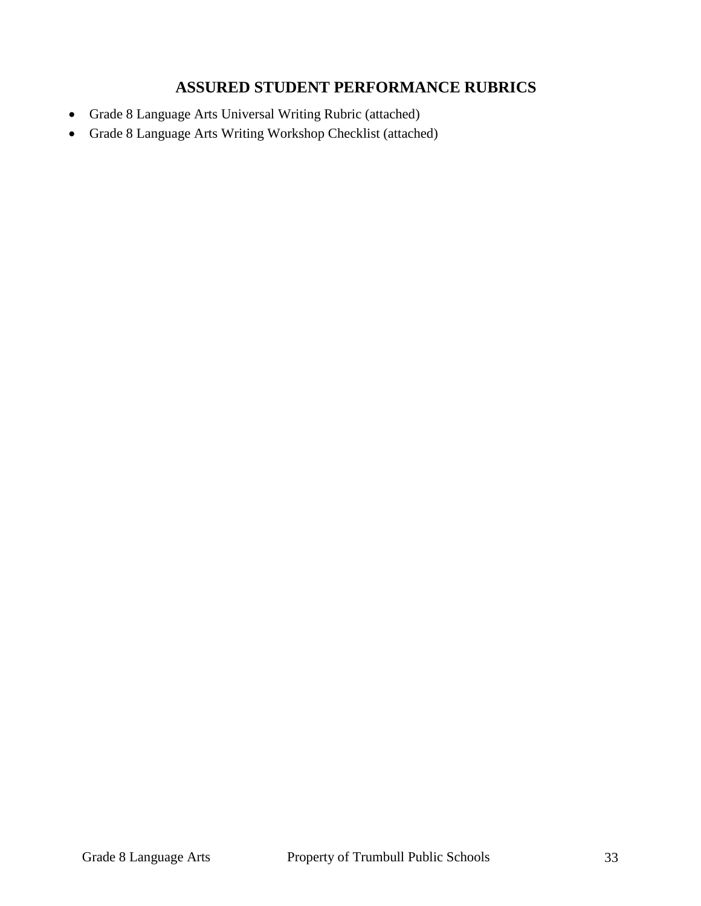## ASSURED STUDENT PERFORMANCE RUBRICS

- Grade 8 Language Arts Universal Writing Rubric (attached)
- Grade 8 Language Arts Writing Workshop Checklist (attached)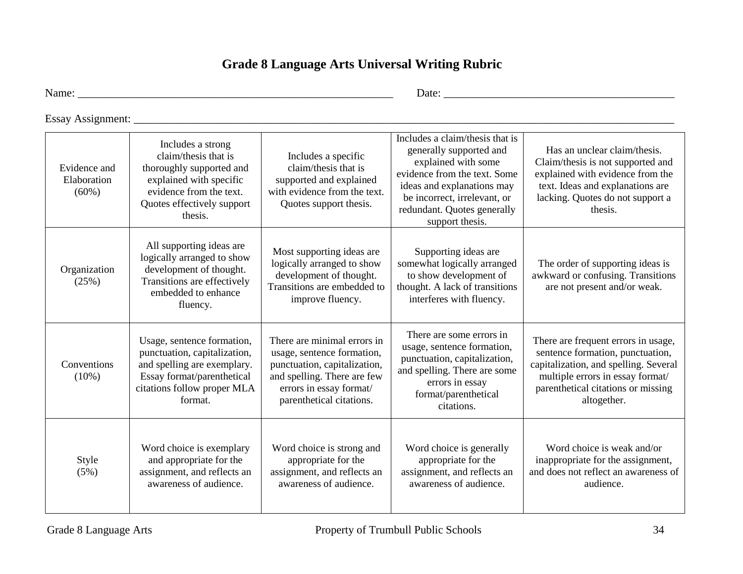# Grade 8 Language Arts Universal Writing Rubric

Name: ___________________________________________________________ Date: __________________________________________

Essay Assignment: ______________________________________________________________________________________________

| | | | | |
|---|---|---|---|---|
| Evidence and Elaboration (60%) | Includes a strong claim/thesis that is thoroughly supported and explained with specific evidence from the text. Quotes effectively support thesis. | Includes a specific claim/thesis that is supported and explained with evidence from the text. Quotes support thesis. | Includes a claim/thesis that is generally supported and explained with some evidence from the text. Some ideas and explanations may be incorrect, irrelevant, or redundant. Quotes generally support thesis. | Has an unclear claim/thesis. Claim/thesis is not supported and explained with evidence from the text. Ideas and explanations are lacking. Quotes do not support a thesis. |
| Organization (25%) | All supporting ideas are logically arranged to show development of thought. Transitions are effectively embedded to enhance fluency. | Most supporting ideas are logically arranged to show development of thought. Transitions are embedded to improve fluency. | Supporting ideas are somewhat logically arranged to show development of thought. A lack of transitions interferes with fluency. | The order of supporting ideas is awkward or confusing. Transitions are not present and/or weak. |
| Conventions (10%) | Usage, sentence formation, punctuation, capitalization, and spelling are exemplary. Essay format/parenthetical citations follow proper MLA format. | There are minimal errors in usage, sentence formation, punctuation, capitalization, and spelling. There are few errors in essay format/ parenthetical citations. | There are some errors in usage, sentence formation, punctuation, capitalization, and spelling. There are some errors in essay format/parenthetical citations. | There are frequent errors in usage, sentence formation, punctuation, capitalization, and spelling. Several multiple errors in essay format/ parenthetical citations or missing altogether. |
| Style (5%) | Word choice is exemplary and appropriate for the assignment, and reflects an awareness of audience. | Word choice is strong and appropriate for the assignment, and reflects an awareness of audience. | Word choice is generally appropriate for the assignment, and reflects an awareness of audience. | Word choice is weak and/or inappropriate for the assignment, and does not reflect an awareness of audience. |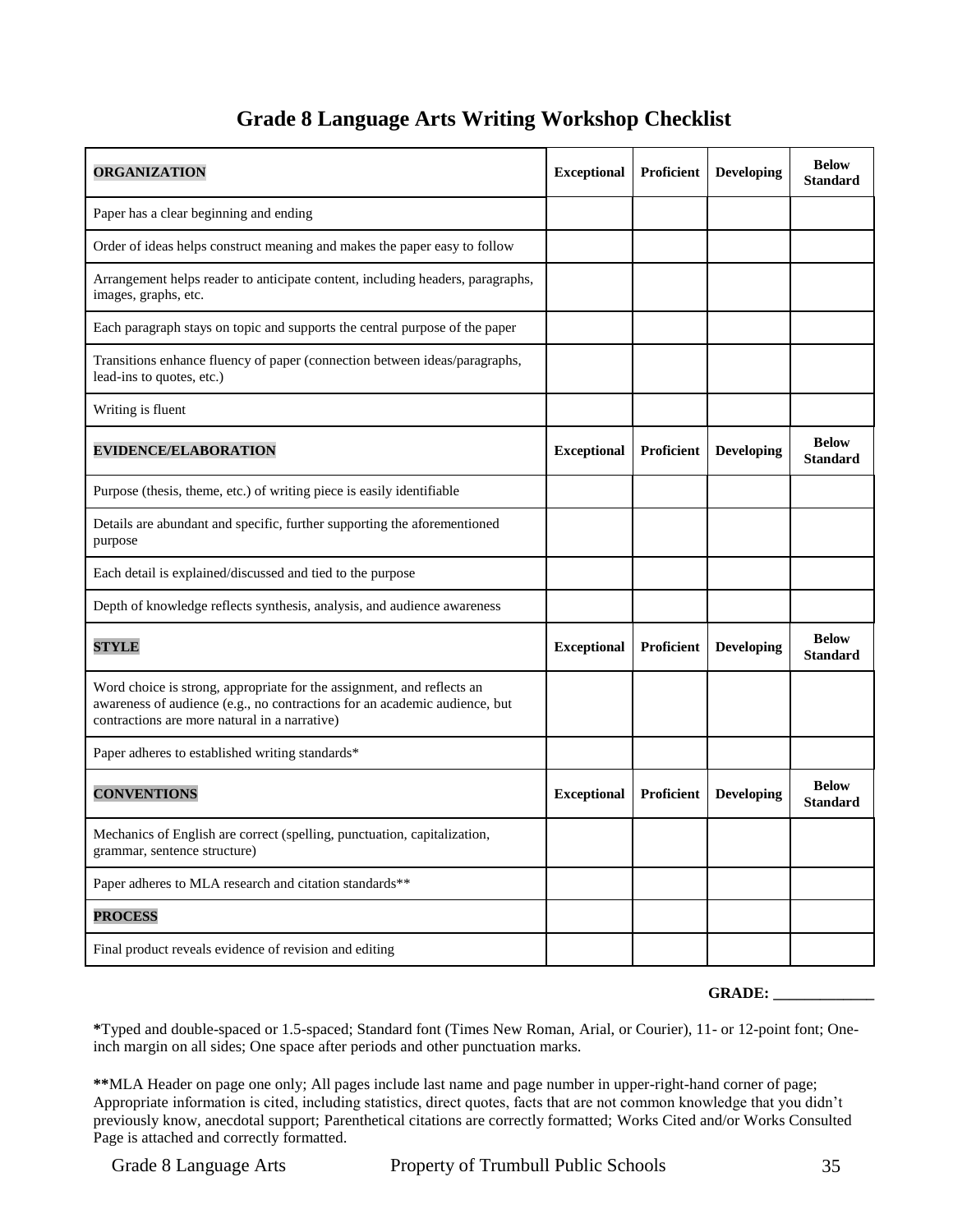# Grade 8 Language Arts Writing Workshop Checklist

| **ORGANIZATION** | **Exceptional** | **Proficient** | **Developing** | **Below Standard** |
|---|---|---|---|---|
| Paper has a clear beginning and ending | | | | |
| Order of ideas helps construct meaning and makes the paper easy to follow | | | | |
| Arrangement helps reader to anticipate content, including headers, paragraphs, images, graphs, etc. | | | | |
| Each paragraph stays on topic and supports the central purpose of the paper | | | | |
| Transitions enhance fluency of paper (connection between ideas/paragraphs, lead-ins to quotes, etc.) | | | | |
| Writing is fluent | | | | |
| **EVIDENCE/ELABORATION** | **Exceptional** | **Proficient** | **Developing** | **Below Standard** |
| Purpose (thesis, theme, etc.) of writing piece is easily identifiable | | | | |
| Details are abundant and specific, further supporting the aforementioned purpose | | | | |
| Each detail is explained/discussed and tied to the purpose | | | | |
| Depth of knowledge reflects synthesis, analysis, and audience awareness | | | | |
| **STYLE** | **Exceptional** | **Proficient** | **Developing** | **Below Standard** |
| Word choice is strong, appropriate for the assignment, and reflects an awareness of audience (e.g., no contractions for an academic audience, but contractions are more natural in a narrative) | | | | |
| Paper adheres to established writing standards* | | | | |
| **CONVENTIONS** | **Exceptional** | **Proficient** | **Developing** | **Below Standard** |
| Mechanics of English are correct (spelling, punctuation, capitalization, grammar, sentence structure) | | | | |
| Paper adheres to MLA research and citation standards** | | | | |
| **PROCESS** | | | | |
| Final product reveals evidence of revision and editing | | | | |

**GRADE: _____________**

**\***Typed and double-spaced or 1.5-spaced; Standard font (Times New Roman, Arial, or Courier), 11- or 12-point font; One-inch margin on all sides; One space after periods and other punctuation marks.

**\*\***MLA Header on page one only; All pages include last name and page number in upper-right-hand corner of page; Appropriate information is cited, including statistics, direct quotes, facts that are not common knowledge that you didn't previously know, anecdotal support; Parenthetical citations are correctly formatted; Works Cited and/or Works Consulted Page is attached and correctly formatted.